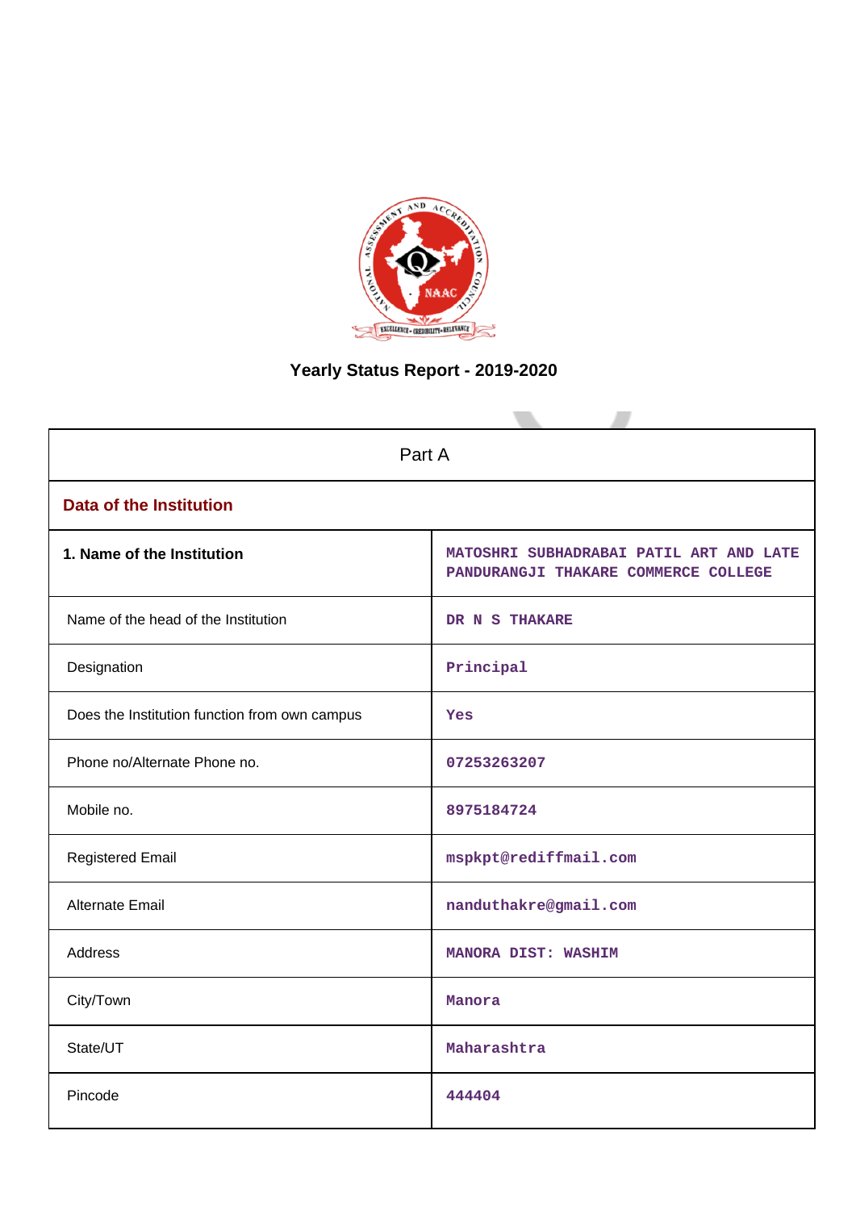# Yearly Status Report - 2019-2020

| Part A | |
|---|---|
| **Data of the Institution** | |
| **1. Name of the Institution** | MATOSHRI SUBHADRABAI PATIL ART AND LATE PANDURANGJI THAKARE COMMERCE COLLEGE |
| Name of the head of the Institution | DR N S THAKARE |
| Designation | Principal |
| Does the Institution function from own campus | Yes |
| Phone no/Alternate Phone no. | 07253263207 |
| Mobile no. | 8975184724 |
| Registered Email | mspkpt@rediffmail.com |
| Alternate Email | nanduthakre@gmail.com |
| Address | MANORA DIST: WASHIM |
| City/Town | Manora |
| State/UT | Maharashtra |
| Pincode | 444404 |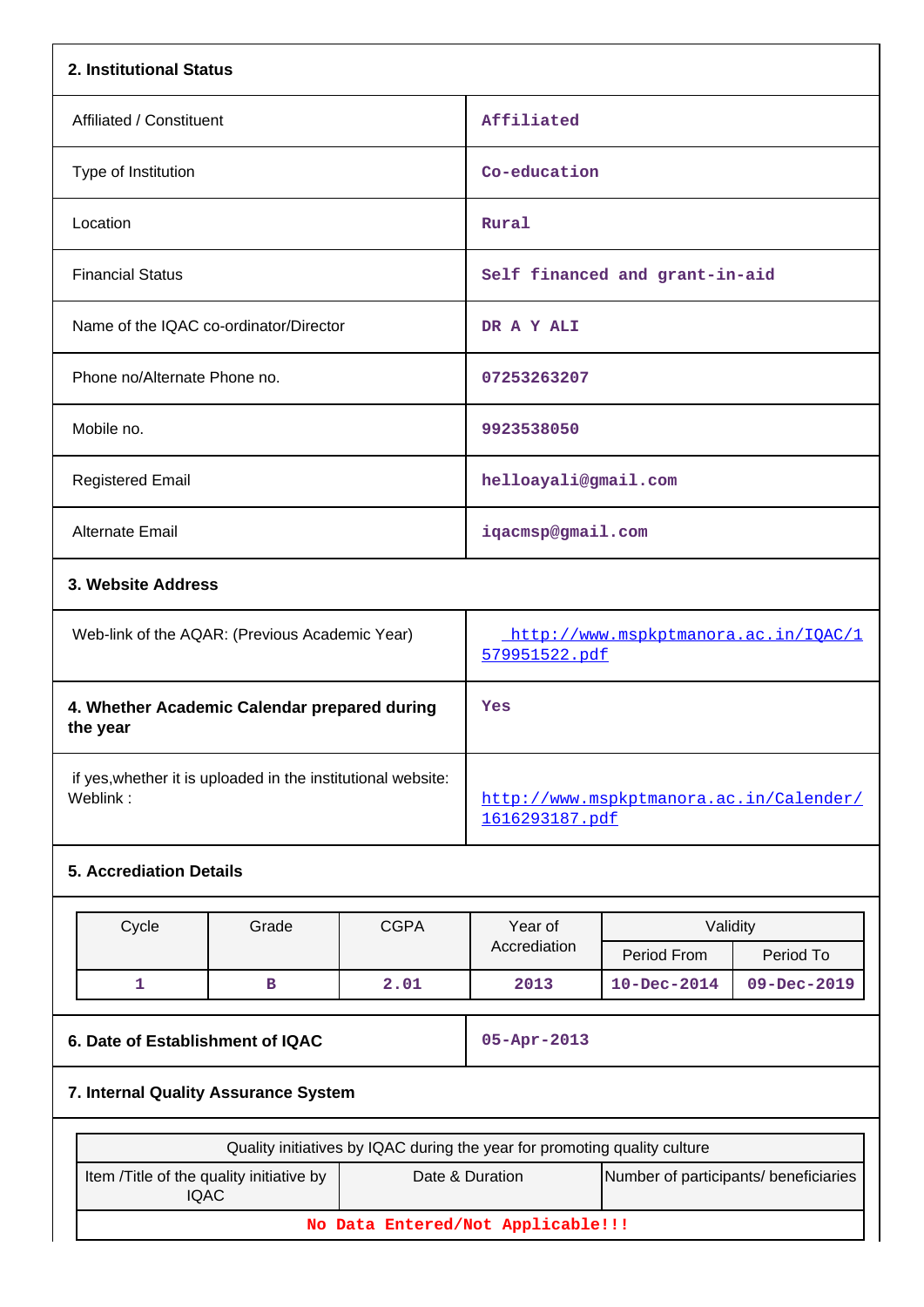## 2. Institutional Status

| | |
|---|---|
| Affiliated / Constituent | Affiliated |
| Type of Institution | Co-education |
| Location | Rural |
| Financial Status | Self financed and grant-in-aid |
| Name of the IQAC co-ordinator/Director | DR A Y ALI |
| Phone no/Alternate Phone no. | 07253263207 |
| Mobile no. | 9923538050 |
| Registered Email | helloayali@gmail.com |
| Alternate Email | iqacmsp@gmail.com |

## 3. Website Address

| | |
|---|---|
| Web-link of the AQAR: (Previous Academic Year) | http://www.mspkptmanora.ac.in/IQAC/1579951522.pdf |

| | |
|---|---|
| **4. Whether Academic Calendar prepared during the year** | Yes |
| if yes,whether it is uploaded in the institutional website: Weblink : | http://www.mspkptmanora.ac.in/Calender/1616293187.pdf |

## 5. Accrediation Details

| Cycle | Grade | CGPA | Year of Accrediation | Validity | |
|---|---|---|---|---|---|
| | | | | Period From | Period To |
| 1 | B | 2.01 | 2013 | 10-Dec-2014 | 09-Dec-2019 |

| | |
|---|---|
| **6. Date of Establishment of IQAC** | 05-Apr-2013 |

## 7. Internal Quality Assurance System

| Quality initiatives by IQAC during the year for promoting quality culture | | |
|---|---|---|
| Item /Title of the quality initiative by IQAC | Date & Duration | Number of participants/ beneficiaries |
| No Data Entered/Not Applicable!!! | | |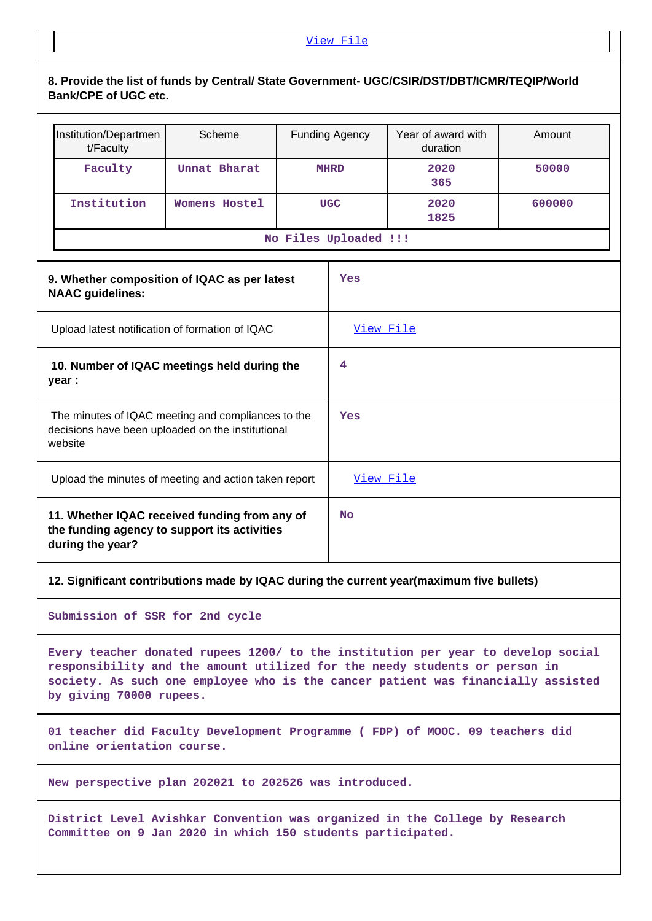View File

**8. Provide the list of funds by Central/ State Government- UGC/CSIR/DST/DBT/ICMR/TEQIP/World Bank/CPE of UGC etc.**

| Institution/Department/Faculty | Scheme | Funding Agency | Year of award with duration | Amount |
|---|---|---|---|---|
| Faculty | Unnat Bharat | MHRD | 2020 365 | 50000 |
| Institution | Womens Hostel | UGC | 2020 1825 | 600000 |

No Files Uploaded !!!

| | |
|---|---|
| **9. Whether composition of IQAC as per latest NAAC guidelines:** | Yes |
| Upload latest notification of formation of IQAC | View File |
| **10. Number of IQAC meetings held during the year :** | 4 |
| The minutes of IQAC meeting and compliances to the decisions have been uploaded on the institutional website | Yes |
| Upload the minutes of meeting and action taken report | View File |
| **11. Whether IQAC received funding from any of the funding agency to support its activities during the year?** | No |

**12. Significant contributions made by IQAC during the current year(maximum five bullets)**

Submission of SSR for 2nd cycle

Every teacher donated rupees 1200/ to the institution per year to develop social responsibility and the amount utilized for the needy students or person in society. As such one employee who is the cancer patient was financially assisted by giving 70000 rupees.

01 teacher did Faculty Development Programme ( FDP) of MOOC. 09 teachers did online orientation course.

New perspective plan 202021 to 202526 was introduced.

District Level Avishkar Convention was organized in the College by Research Committee on 9 Jan 2020 in which 150 students participated.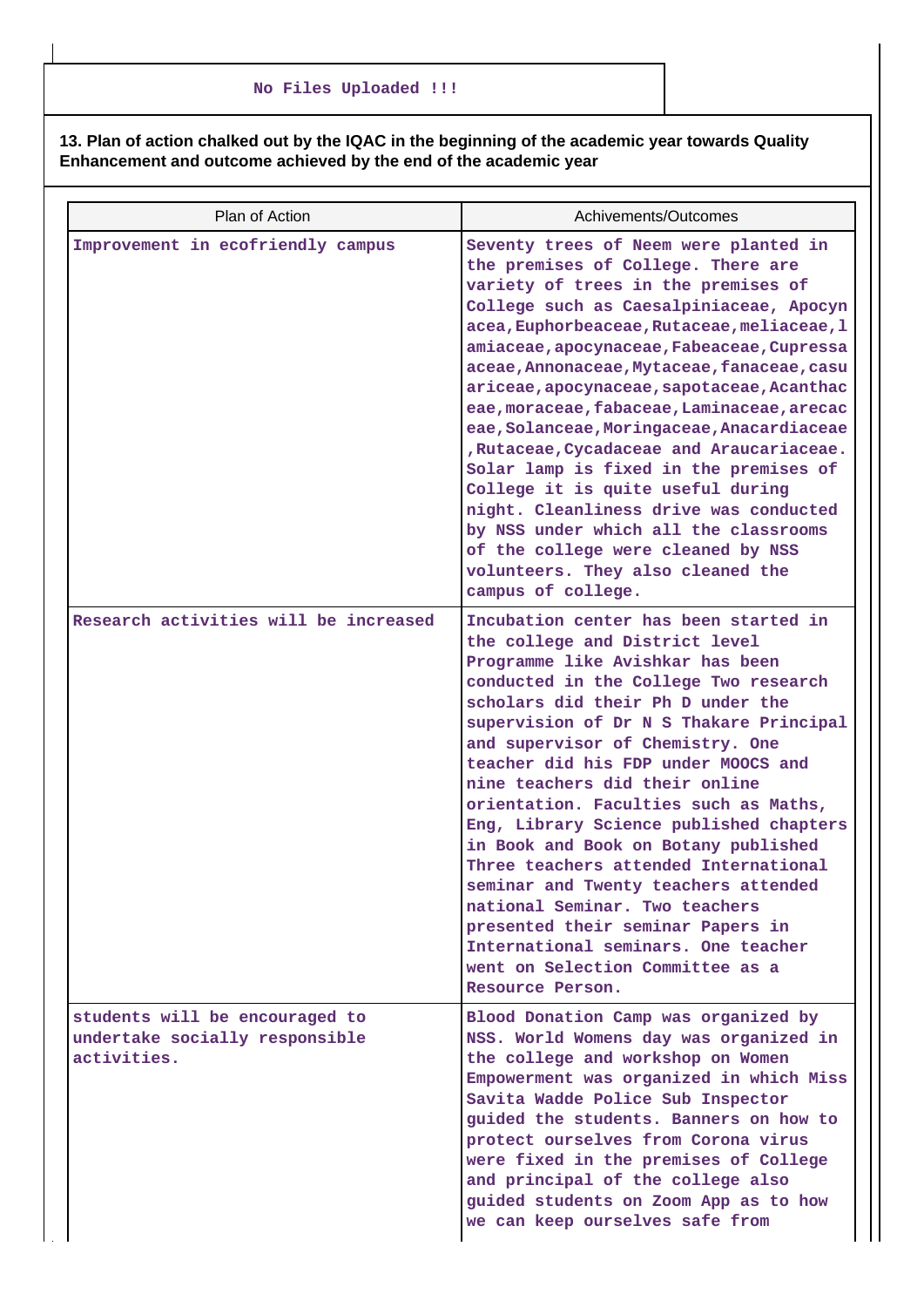No Files Uploaded !!!

**13. Plan of action chalked out by the IQAC in the beginning of the academic year towards Quality Enhancement and outcome achieved by the end of the academic year**

| Plan of Action | Achivements/Outcomes |
|---|---|
| Improvement in ecofriendly campus | Seventy trees of Neem were planted in the premises of College. There are variety of trees in the premises of College such as Caesalpiniaceae, Apocynacea,Euphorbeaceae,Rutaceae,meliaceae,lamiaceae,apocynaceae,Fabeaceae,Cupressaaceae,Annonaceae,Mytaceae,fanaceae,casuariceae,apocynaceae,sapotaceae,Acanthaceae,moraceae,fabaceae,Laminaceae,arecaceae,Solanceae,Moringaceae,Anacardiaceae,Rutaceae,Cycadaceae and Araucariaceae. Solar lamp is fixed in the premises of College it is quite useful during night. Cleanliness drive was conducted by NSS under which all the classrooms of the college were cleaned by NSS volunteers. They also cleaned the campus of college. |
| Research activities will be increased | Incubation center has been started in the college and District level Programme like Avishkar has been conducted in the College Two research scholars did their Ph D under the supervision of Dr N S Thakare Principal and supervisor of Chemistry. One teacher did his FDP under MOOCS and nine teachers did their online orientation. Faculties such as Maths, Eng, Library Science published chapters in Book and Book on Botany published Three teachers attended International seminar and Twenty teachers attended national Seminar. Two teachers presented their seminar Papers in International seminars. One teacher went on Selection Committee as a Resource Person. |
| students will be encouraged to undertake socially responsible activities. | Blood Donation Camp was organized by NSS. World Womens day was organized in the college and workshop on Women Empowerment was organized in which Miss Savita Wadde Police Sub Inspector guided the students. Banners on how to protect ourselves from Corona virus were fixed in the premises of College and principal of the college also guided students on Zoom App as to how we can keep ourselves safe from |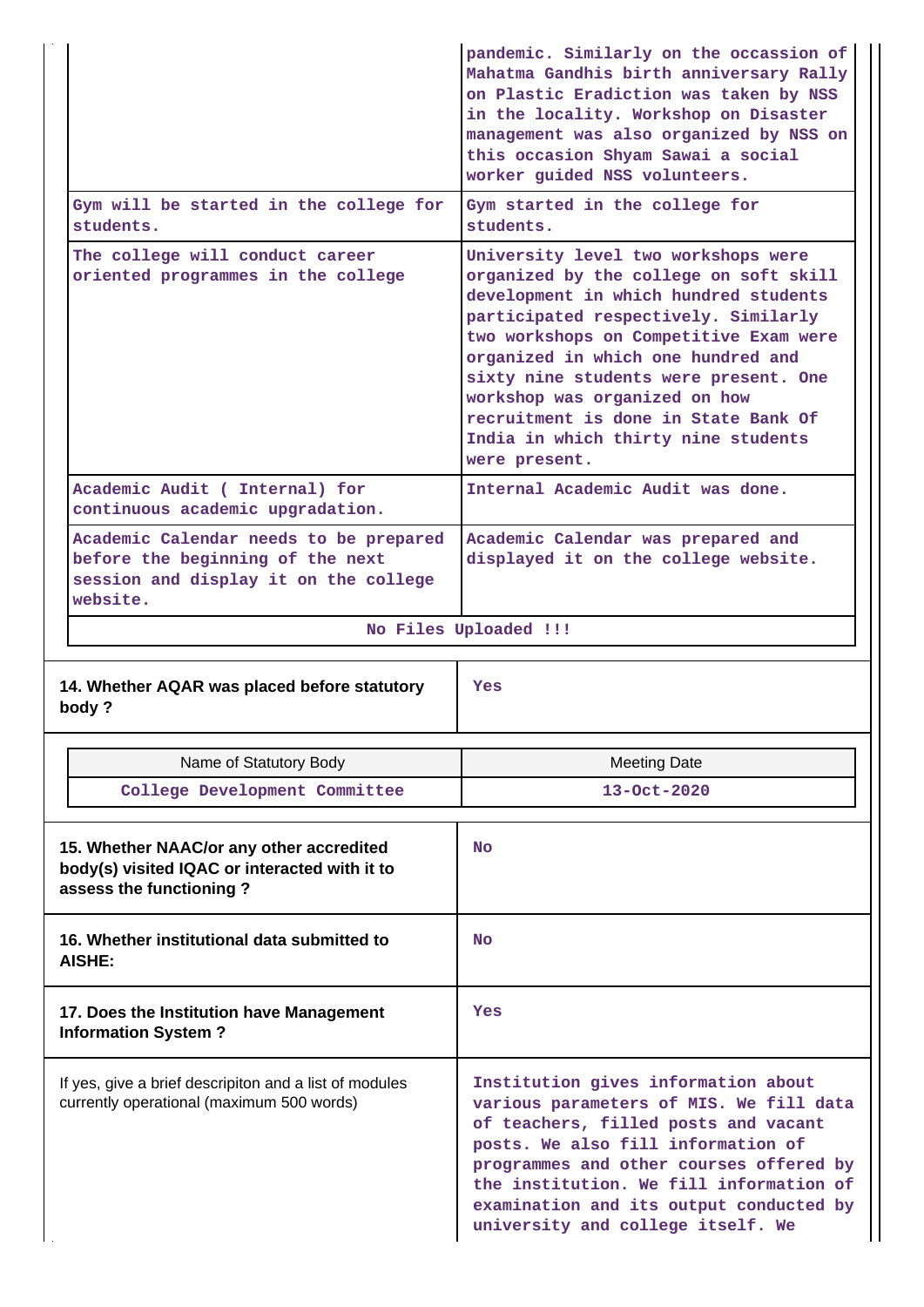| | |
|---|---|
| | pandemic. Similarly on the occassion of Mahatma Gandhis birth anniversary Rally on Plastic Eradiction was taken by NSS in the locality. Workshop on Disaster management was also organized by NSS on this occasion Shyam Sawai a social worker guided NSS volunteers. |
| Gym will be started in the college for students. | Gym started in the college for students. |
| The college will conduct career oriented programmes in the college | University level two workshops were organized by the college on soft skill development in which hundred students participated respectively. Similarly two workshops on Competitive Exam were organized in which one hundred and sixty nine students were present. One workshop was organized on how recruitment is done in State Bank Of India in which thirty nine students were present. |
| Academic Audit ( Internal) for continuous academic upgradation. | Internal Academic Audit was done. |
| Academic Calendar needs to be prepared before the beginning of the next session and display it on the college website. | Academic Calendar was prepared and displayed it on the college website. |

No Files Uploaded !!!

| | |
|---|---|
| **14. Whether AQAR was placed before statutory body ?** | Yes |

| Name of Statutory Body | Meeting Date |
|---|---|
| College Development Committee | 13-Oct-2020 |

| | |
|---|---|
| **15. Whether NAAC/or any other accredited body(s) visited IQAC or interacted with it to assess the functioning ?** | No |
| **16. Whether institutional data submitted to AISHE:** | No |
| **17. Does the Institution have Management Information System ?** | Yes |
| If yes, give a brief descripiton and a list of modules currently operational (maximum 500 words) | Institution gives information about various parameters of MIS. We fill data of teachers, filled posts and vacant posts. We also fill information of programmes and other courses offered by the institution. We fill information of examination and its output conducted by university and college itself. We |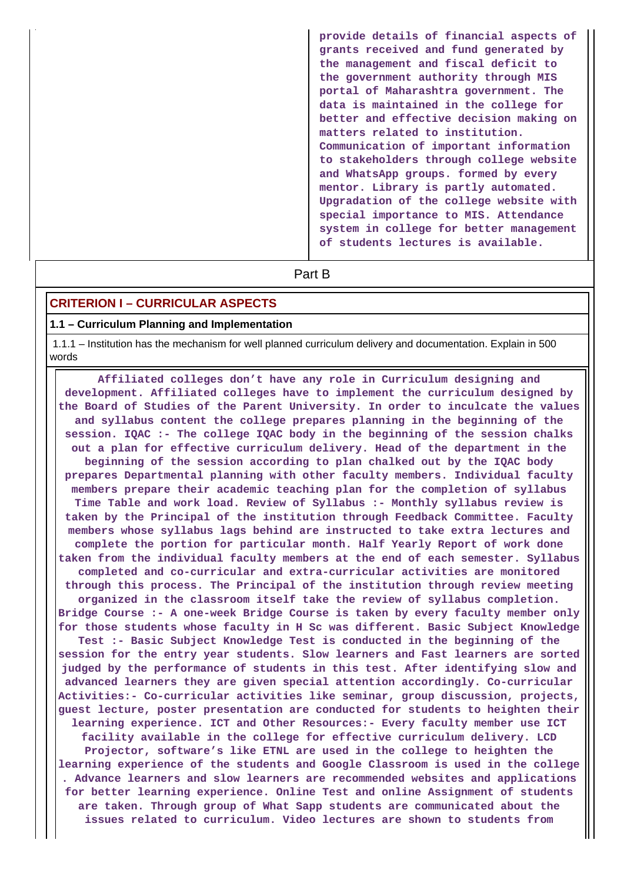provide details of financial aspects of grants received and fund generated by the management and fiscal deficit to the government authority through MIS portal of Maharashtra government. The data is maintained in the college for better and effective decision making on matters related to institution. Communication of important information to stakeholders through college website and WhatsApp groups. formed by every mentor. Library is partly automated. Upgradation of the college website with special importance to MIS. Attendance system in college for better management of students lectures is available.

## Part B

### CRITERION I – CURRICULAR ASPECTS

#### 1.1 – Curriculum Planning and Implementation

1.1.1 – Institution has the mechanism for well planned curriculum delivery and documentation. Explain in 500 words

Affiliated colleges don't have any role in Curriculum designing and development. Affiliated colleges have to implement the curriculum designed by the Board of Studies of the Parent University. In order to inculcate the values and syllabus content the college prepares planning in the beginning of the session. IQAC :- The college IQAC body in the beginning of the session chalks out a plan for effective curriculum delivery. Head of the department in the beginning of the session according to plan chalked out by the IQAC body prepares Departmental planning with other faculty members. Individual faculty members prepare their academic teaching plan for the completion of syllabus Time Table and work load. Review of Syllabus :- Monthly syllabus review is taken by the Principal of the institution through Feedback Committee. Faculty members whose syllabus lags behind are instructed to take extra lectures and complete the portion for particular month. Half Yearly Report of work done taken from the individual faculty members at the end of each semester. Syllabus completed and co-curricular and extra-curricular activities are monitored through this process. The Principal of the institution through review meeting organized in the classroom itself take the review of syllabus completion. Bridge Course :- A one-week Bridge Course is taken by every faculty member only for those students whose faculty in H Sc was different. Basic Subject Knowledge Test :- Basic Subject Knowledge Test is conducted in the beginning of the session for the entry year students. Slow learners and Fast learners are sorted judged by the performance of students in this test. After identifying slow and advanced learners they are given special attention accordingly. Co-curricular Activities:- Co-curricular activities like seminar, group discussion, projects, guest lecture, poster presentation are conducted for students to heighten their learning experience. ICT and Other Resources:- Every faculty member use ICT facility available in the college for effective curriculum delivery. LCD Projector, software's like ETNL are used in the college to heighten the learning experience of the students and Google Classroom is used in the college . Advance learners and slow learners are recommended websites and applications for better learning experience. Online Test and online Assignment of students are taken. Through group of What Sapp students are communicated about the issues related to curriculum. Video lectures are shown to students from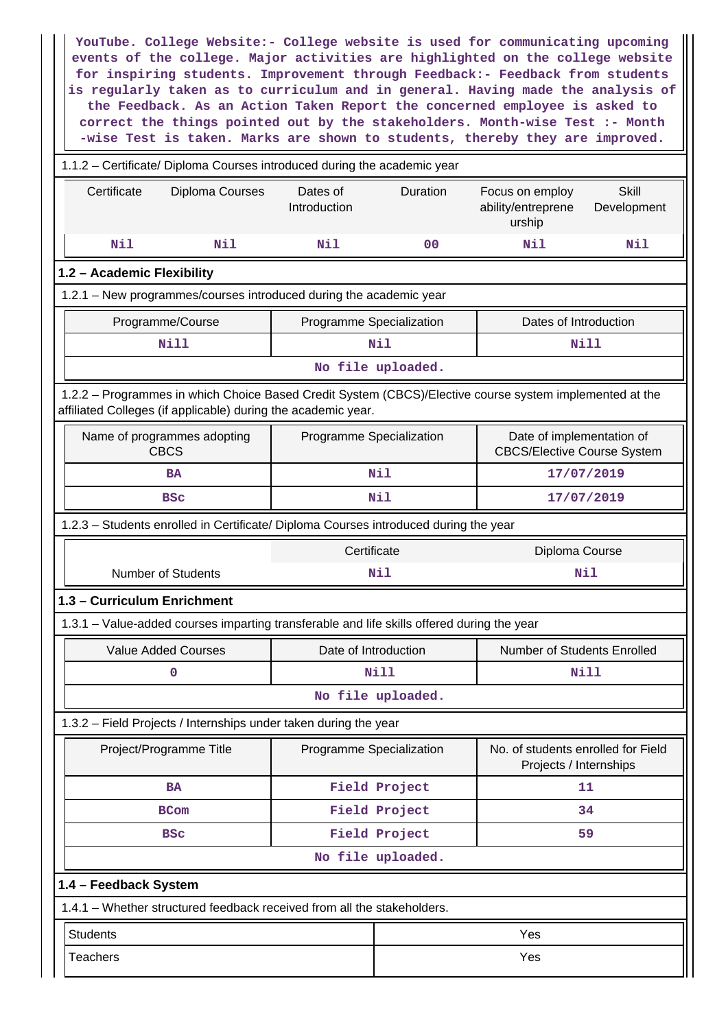YouTube. College Website:- College website is used for communicating upcoming events of the college. Major activities are highlighted on the college website for inspiring students. Improvement through Feedback:- Feedback from students is regularly taken as to curriculum and in general. Having made the analysis of the Feedback. As an Action Taken Report the concerned employee is asked to correct the things pointed out by the stakeholders. Month-wise Test :- Month -wise Test is taken. Marks are shown to students, thereby they are improved.

1.1.2 – Certificate/ Diploma Courses introduced during the academic year

| Certificate | Diploma Courses | Dates of Introduction | Duration | Focus on employ ability/entreprene urship | Skill Development |
|---|---|---|---|---|---|
| Nil | Nil | Nil | 00 | Nil | Nil |

## 1.2 – Academic Flexibility

1.2.1 – New programmes/courses introduced during the academic year

| Programme/Course | Programme Specialization | Dates of Introduction |
|---|---|---|
| Nill | Nil | Nill |
| No file uploaded. | | |

1.2.2 – Programmes in which Choice Based Credit System (CBCS)/Elective course system implemented at the affiliated Colleges (if applicable) during the academic year.

| Name of programmes adopting CBCS | Programme Specialization | Date of implementation of CBCS/Elective Course System |
|---|---|---|
| BA | Nil | 17/07/2019 |
| BSc | Nil | 17/07/2019 |

1.2.3 – Students enrolled in Certificate/ Diploma Courses introduced during the year

| | Certificate | Diploma Course |
|---|---|---|
| Number of Students | Nil | Nil |

## 1.3 – Curriculum Enrichment

1.3.1 – Value-added courses imparting transferable and life skills offered during the year

| Value Added Courses | Date of Introduction | Number of Students Enrolled |
|---|---|---|
| 0 | Nill | Nill |
| No file uploaded. | | |

1.3.2 – Field Projects / Internships under taken during the year

| Project/Programme Title | Programme Specialization | No. of students enrolled for Field Projects / Internships |
|---|---|---|
| BA | Field Project | 11 |
| BCom | Field Project | 34 |
| BSc | Field Project | 59 |
| No file uploaded. | | |

## 1.4 – Feedback System

1.4.1 – Whether structured feedback received from all the stakeholders.

| | |
|---|---|
| Students | Yes |
| Teachers | Yes |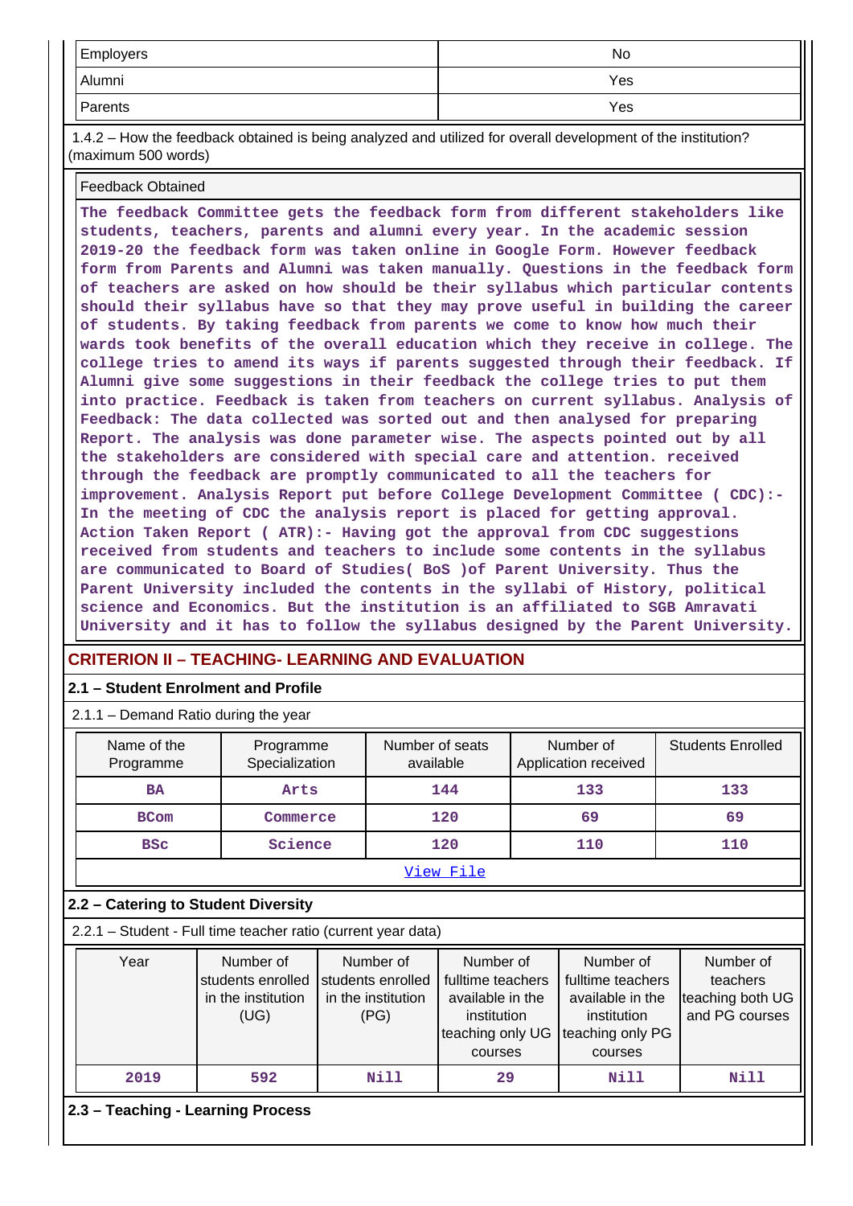| Employers | No |
|---|---|
| Alumni | Yes |
| Parents | Yes |

1.4.2 – How the feedback obtained is being analyzed and utilized for overall development of the institution? (maximum 500 words)

| Feedback Obtained |
|---|
| The feedback Committee gets the feedback form from different stakeholders like students, teachers, parents and alumni every year. In the academic session 2019-20 the feedback form was taken online in Google Form. However feedback form from Parents and Alumni was taken manually. Questions in the feedback form of teachers are asked on how should be their syllabus which particular contents should their syllabus have so that they may prove useful in building the career of students. By taking feedback from parents we come to know how much their wards took benefits of the overall education which they receive in college. The college tries to amend its ways if parents suggested through their feedback. If Alumni give some suggestions in their feedback the college tries to put them into practice. Feedback is taken from teachers on current syllabus. Analysis of Feedback: The data collected was sorted out and then analysed for preparing Report. The analysis was done parameter wise. The aspects pointed out by all the stakeholders are considered with special care and attention. received through the feedback are promptly communicated to all the teachers for improvement. Analysis Report put before College Development Committee ( CDC):- In the meeting of CDC the analysis report is placed for getting approval. Action Taken Report ( ATR):- Having got the approval from CDC suggestions received from students and teachers to include some contents in the syllabus are communicated to Board of Studies( BoS )of Parent University. Thus the Parent University included the contents in the syllabi of History, political science and Economics. But the institution is an affiliated to SGB Amravati University and it has to follow the syllabus designed by the Parent University. |

## CRITERION II – TEACHING- LEARNING AND EVALUATION

### 2.1 – Student Enrolment and Profile

2.1.1 – Demand Ratio during the year

| Name of the Programme | Programme Specialization | Number of seats available | Number of Application received | Students Enrolled |
|---|---|---|---|---|
| BA | Arts | 144 | 133 | 133 |
| BCom | Commerce | 120 | 69 | 69 |
| BSc | Science | 120 | 110 | 110 |
| View File | | | | |

### 2.2 – Catering to Student Diversity

2.2.1 – Student - Full time teacher ratio (current year data)

| Year | Number of students enrolled in the institution (UG) | Number of students enrolled in the institution (PG) | Number of fulltime teachers available in the institution teaching only UG courses | Number of fulltime teachers available in the institution teaching only PG courses | Number of teachers teaching both UG and PG courses |
|---|---|---|---|---|---|
| 2019 | 592 | Nill | 29 | Nill | Nill |

### 2.3 – Teaching - Learning Process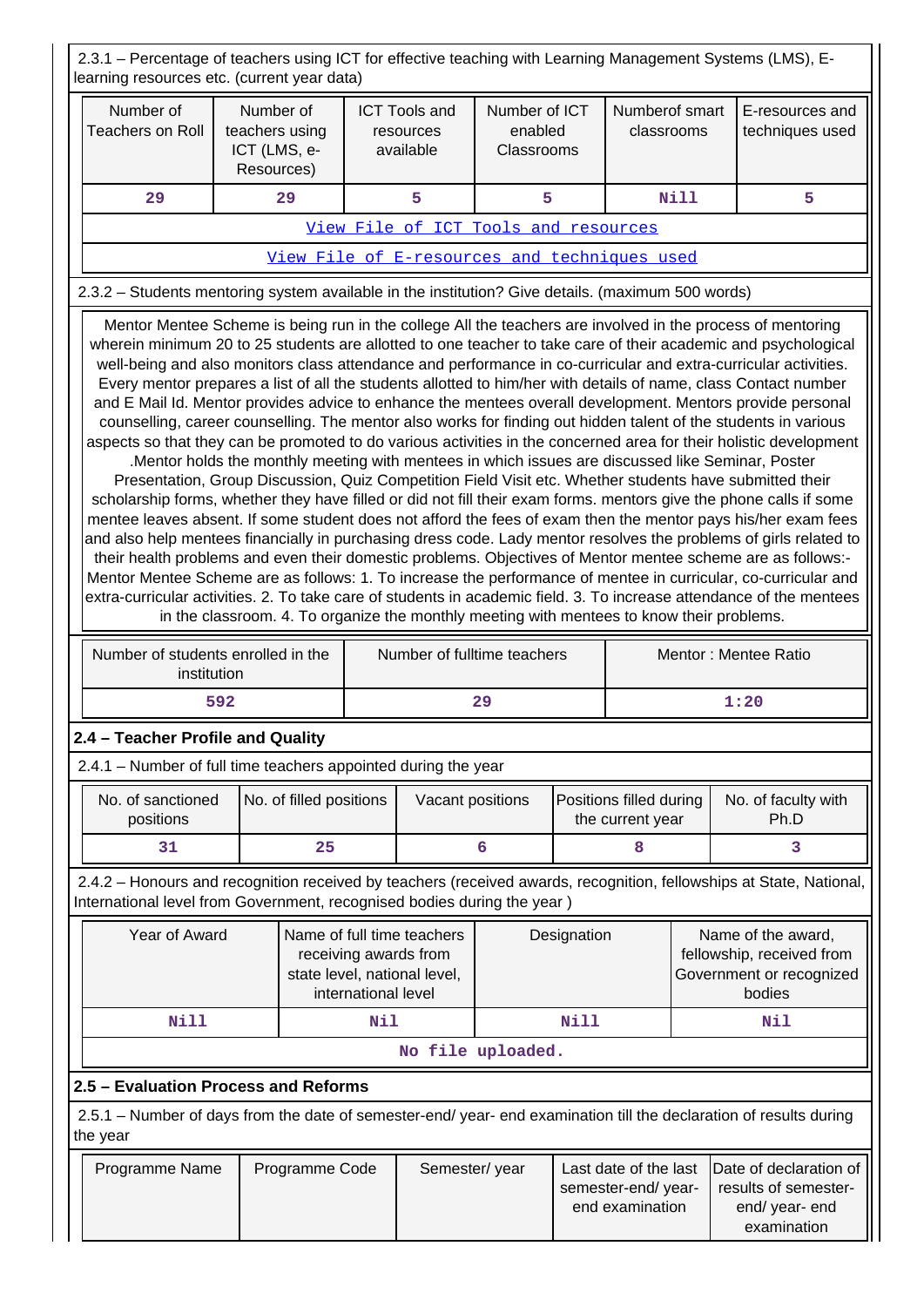2.3.1 – Percentage of teachers using ICT for effective teaching with Learning Management Systems (LMS), E-learning resources etc. (current year data)

| Number of Teachers on Roll | Number of teachers using ICT (LMS, e-Resources) | ICT Tools and resources available | Number of ICT enabled Classrooms | Numberof smart classrooms | E-resources and techniques used |
|---|---|---|---|---|---|
| 29 | 29 | 5 | 5 | Nill | 5 |
| View File of ICT Tools and resources | | | | | |
| View File of E-resources and techniques used | | | | | |

2.3.2 – Students mentoring system available in the institution? Give details. (maximum 500 words)

Mentor Mentee Scheme is being run in the college All the teachers are involved in the process of mentoring wherein minimum 20 to 25 students are allotted to one teacher to take care of their academic and psychological well-being and also monitors class attendance and performance in co-curricular and extra-curricular activities. Every mentor prepares a list of all the students allotted to him/her with details of name, class Contact number and E Mail Id. Mentor provides advice to enhance the mentees overall development. Mentors provide personal counselling, career counselling. The mentor also works for finding out hidden talent of the students in various aspects so that they can be promoted to do various activities in the concerned area for their holistic development .Mentor holds the monthly meeting with mentees in which issues are discussed like Seminar, Poster Presentation, Group Discussion, Quiz Competition Field Visit etc. Whether students have submitted their scholarship forms, whether they have filled or did not fill their exam forms. mentors give the phone calls if some mentee leaves absent. If some student does not afford the fees of exam then the mentor pays his/her exam fees and also help mentees financially in purchasing dress code. Lady mentor resolves the problems of girls related to their health problems and even their domestic problems. Objectives of Mentor mentee scheme are as follows:- Mentor Mentee Scheme are as follows: 1. To increase the performance of mentee in curricular, co-curricular and extra-curricular activities. 2. To take care of students in academic field. 3. To increase attendance of the mentees in the classroom. 4. To organize the monthly meeting with mentees to know their problems.

| Number of students enrolled in the institution | Number of fulltime teachers | Mentor : Mentee Ratio |
|---|---|---|
| 592 | 29 | 1:20 |

## 2.4 – Teacher Profile and Quality

2.4.1 – Number of full time teachers appointed during the year

| No. of sanctioned positions | No. of filled positions | Vacant positions | Positions filled during the current year | No. of faculty with Ph.D |
|---|---|---|---|---|
| 31 | 25 | 6 | 8 | 3 |

2.4.2 – Honours and recognition received by teachers (received awards, recognition, fellowships at State, National, International level from Government, recognised bodies during the year )

| Year of Award | Name of full time teachers receiving awards from state level, national level, international level | Designation | Name of the award, fellowship, received from Government or recognized bodies |
|---|---|---|---|
| Nill | Nil | Nill | Nil |
| No file uploaded. | | | |

## 2.5 – Evaluation Process and Reforms

2.5.1 – Number of days from the date of semester-end/ year- end examination till the declaration of results during the year

| Programme Name | Programme Code | Semester/ year | Last date of the last semester-end/ year- end examination | Date of declaration of results of semester-end/ year- end examination |
|---|---|---|---|---|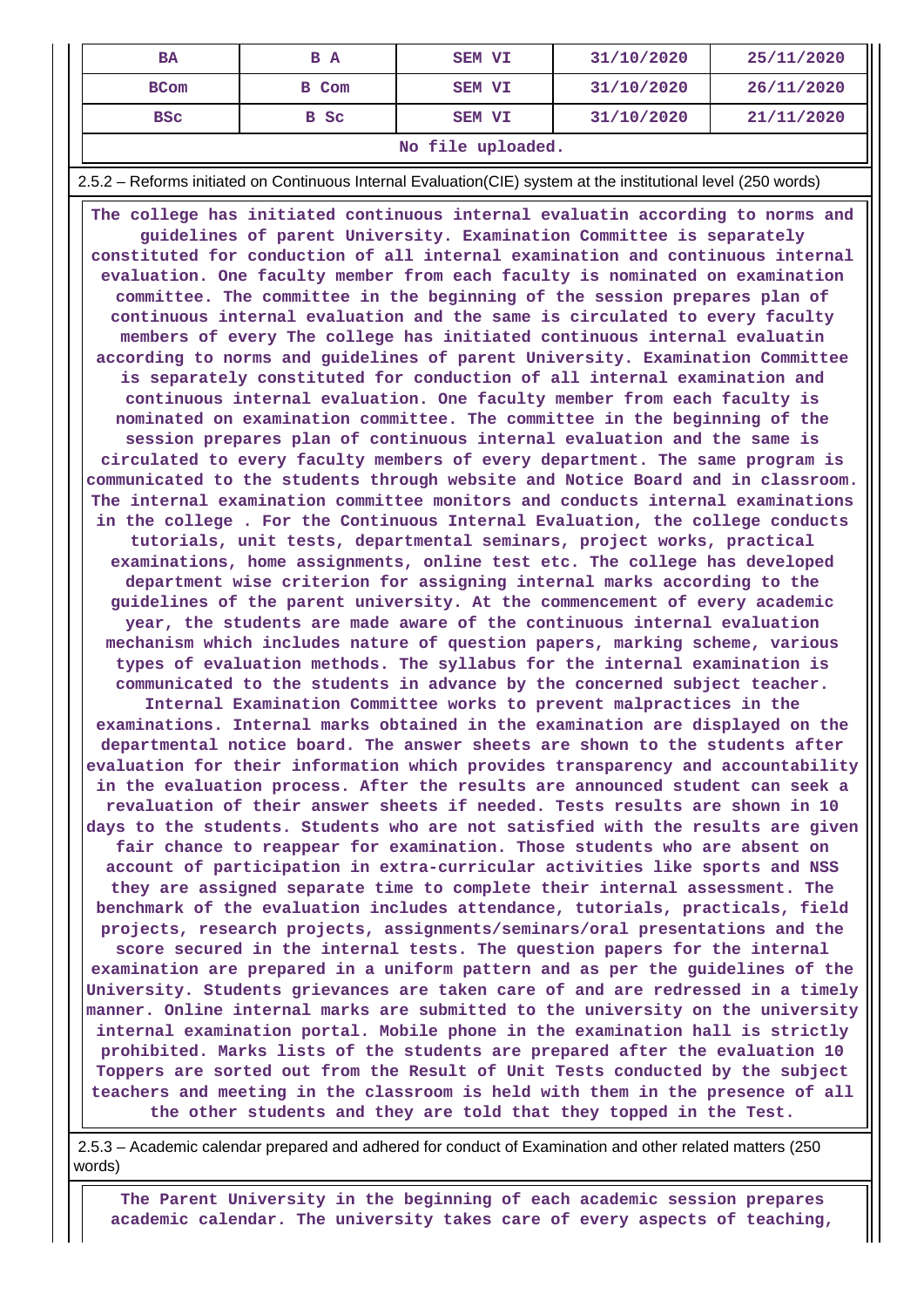| BA | B A | SEM VI | 31/10/2020 | 25/11/2020 |
|---|---|---|---|---|
| BCom | B Com | SEM VI | 31/10/2020 | 26/11/2020 |
| BSc | B Sc | SEM VI | 31/10/2020 | 21/11/2020 |
| No file uploaded. | | | | |

2.5.2 – Reforms initiated on Continuous Internal Evaluation(CIE) system at the institutional level (250 words)

**The college has initiated continuous internal evaluatin according to norms and guidelines of parent University. Examination Committee is separately constituted for conduction of all internal examination and continuous internal evaluation. One faculty member from each faculty is nominated on examination committee. The committee in the beginning of the session prepares plan of continuous internal evaluation and the same is circulated to every faculty members of every The college has initiated continuous internal evaluatin according to norms and guidelines of parent University. Examination Committee is separately constituted for conduction of all internal examination and continuous internal evaluation. One faculty member from each faculty is nominated on examination committee. The committee in the beginning of the session prepares plan of continuous internal evaluation and the same is circulated to every faculty members of every department. The same program is communicated to the students through website and Notice Board and in classroom. The internal examination committee monitors and conducts internal examinations in the college . For the Continuous Internal Evaluation, the college conducts tutorials, unit tests, departmental seminars, project works, practical examinations, home assignments, online test etc. The college has developed department wise criterion for assigning internal marks according to the guidelines of the parent university. At the commencement of every academic year, the students are made aware of the continuous internal evaluation mechanism which includes nature of question papers, marking scheme, various types of evaluation methods. The syllabus for the internal examination is communicated to the students in advance by the concerned subject teacher. Internal Examination Committee works to prevent malpractices in the examinations. Internal marks obtained in the examination are displayed on the departmental notice board. The answer sheets are shown to the students after evaluation for their information which provides transparency and accountability in the evaluation process. After the results are announced student can seek a revaluation of their answer sheets if needed. Tests results are shown in 10 days to the students. Students who are not satisfied with the results are given fair chance to reappear for examination. Those students who are absent on account of participation in extra-curricular activities like sports and NSS they are assigned separate time to complete their internal assessment. The benchmark of the evaluation includes attendance, tutorials, practicals, field projects, research projects, assignments/seminars/oral presentations and the score secured in the internal tests. The question papers for the internal examination are prepared in a uniform pattern and as per the guidelines of the University. Students grievances are taken care of and are redressed in a timely manner. Online internal marks are submitted to the university on the university internal examination portal. Mobile phone in the examination hall is strictly prohibited. Marks lists of the students are prepared after the evaluation 10 Toppers are sorted out from the Result of Unit Tests conducted by the subject teachers and meeting in the classroom is held with them in the presence of all the other students and they are told that they topped in the Test.**

2.5.3 – Academic calendar prepared and adhered for conduct of Examination and other related matters (250 words)

**The Parent University in the beginning of each academic session prepares academic calendar. The university takes care of every aspects of teaching,**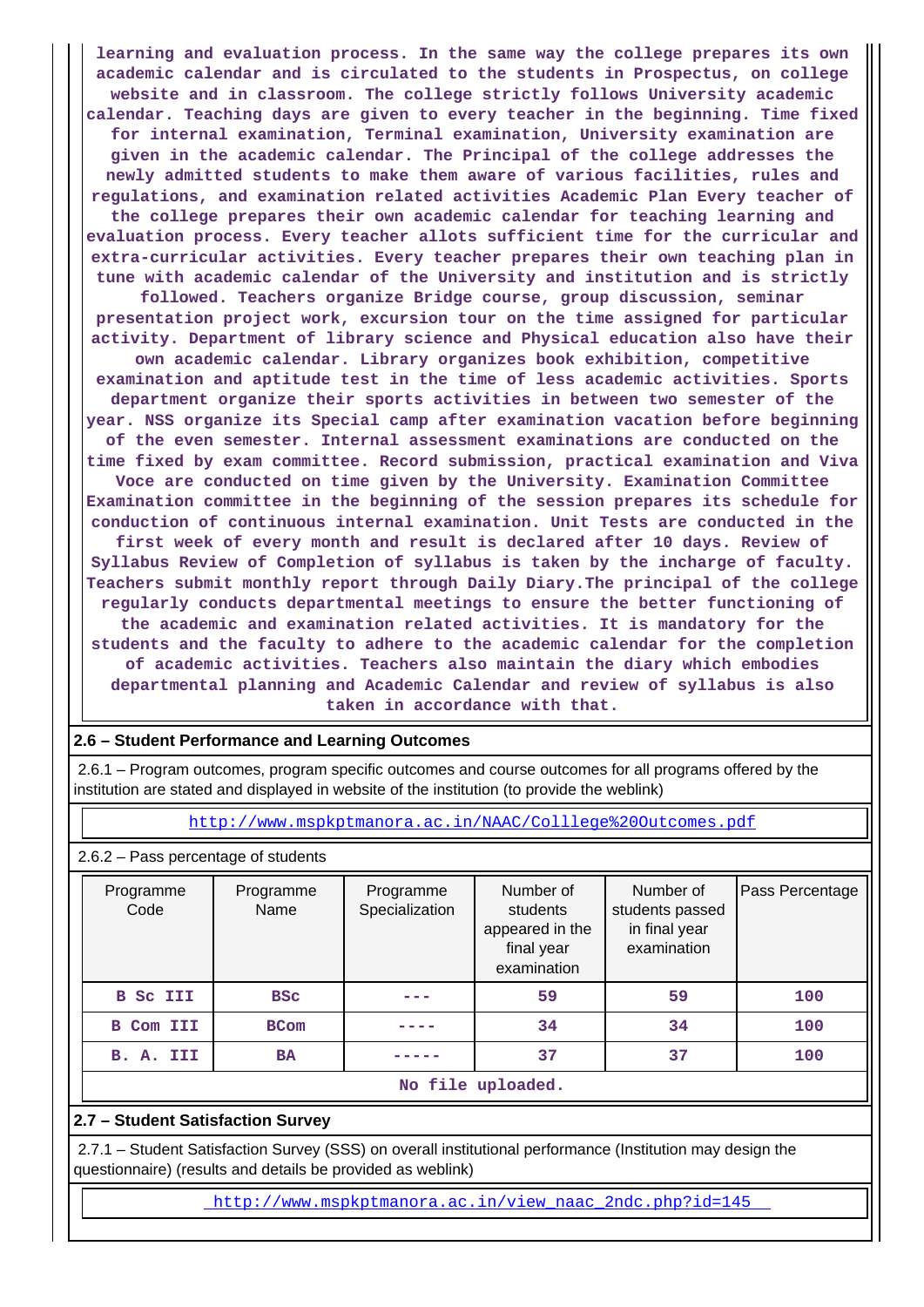**learning and evaluation process. In the same way the college prepares its own academic calendar and is circulated to the students in Prospectus, on college website and in classroom. The college strictly follows University academic calendar. Teaching days are given to every teacher in the beginning. Time fixed for internal examination, Terminal examination, University examination are given in the academic calendar. The Principal of the college addresses the newly admitted students to make them aware of various facilities, rules and regulations, and examination related activities Academic Plan Every teacher of the college prepares their own academic calendar for teaching learning and evaluation process. Every teacher allots sufficient time for the curricular and extra-curricular activities. Every teacher prepares their own teaching plan in tune with academic calendar of the University and institution and is strictly followed. Teachers organize Bridge course, group discussion, seminar presentation project work, excursion tour on the time assigned for particular activity. Department of library science and Physical education also have their own academic calendar. Library organizes book exhibition, competitive examination and aptitude test in the time of less academic activities. Sports department organize their sports activities in between two semester of the year. NSS organize its Special camp after examination vacation before beginning of the even semester. Internal assessment examinations are conducted on the time fixed by exam committee. Record submission, practical examination and Viva Voce are conducted on time given by the University. Examination Committee Examination committee in the beginning of the session prepares its schedule for conduction of continuous internal examination. Unit Tests are conducted in the first week of every month and result is declared after 10 days. Review of Syllabus Review of Completion of syllabus is taken by the incharge of faculty. Teachers submit monthly report through Daily Diary.The principal of the college regularly conducts departmental meetings to ensure the better functioning of the academic and examination related activities. It is mandatory for the students and the faculty to adhere to the academic calendar for the completion of academic activities. Teachers also maintain the diary which embodies departmental planning and Academic Calendar and review of syllabus is also taken in accordance with that.**

## 2.6 – Student Performance and Learning Outcomes

2.6.1 – Program outcomes, program specific outcomes and course outcomes for all programs offered by the institution are stated and displayed in website of the institution (to provide the weblink)

http://www.mspkptmanora.ac.in/NAAC/Colllege%20Outcomes.pdf

2.6.2 – Pass percentage of students

| Programme Code | Programme Name | Programme Specialization | Number of students appeared in the final year examination | Number of students passed in final year examination | Pass Percentage |
|---|---|---|---|---|---|
| **B Sc III** | **BSc** | **---** | **59** | **59** | **100** |
| **B Com III** | **BCom** | **----** | **34** | **34** | **100** |
| **B. A. III** | **BA** | **-----** | **37** | **37** | **100** |

**No file uploaded.**

## 2.7 – Student Satisfaction Survey

2.7.1 – Student Satisfaction Survey (SSS) on overall institutional performance (Institution may design the questionnaire) (results and details be provided as weblink)

http://www.mspkptmanora.ac.in/view_naac_2ndc.php?id=145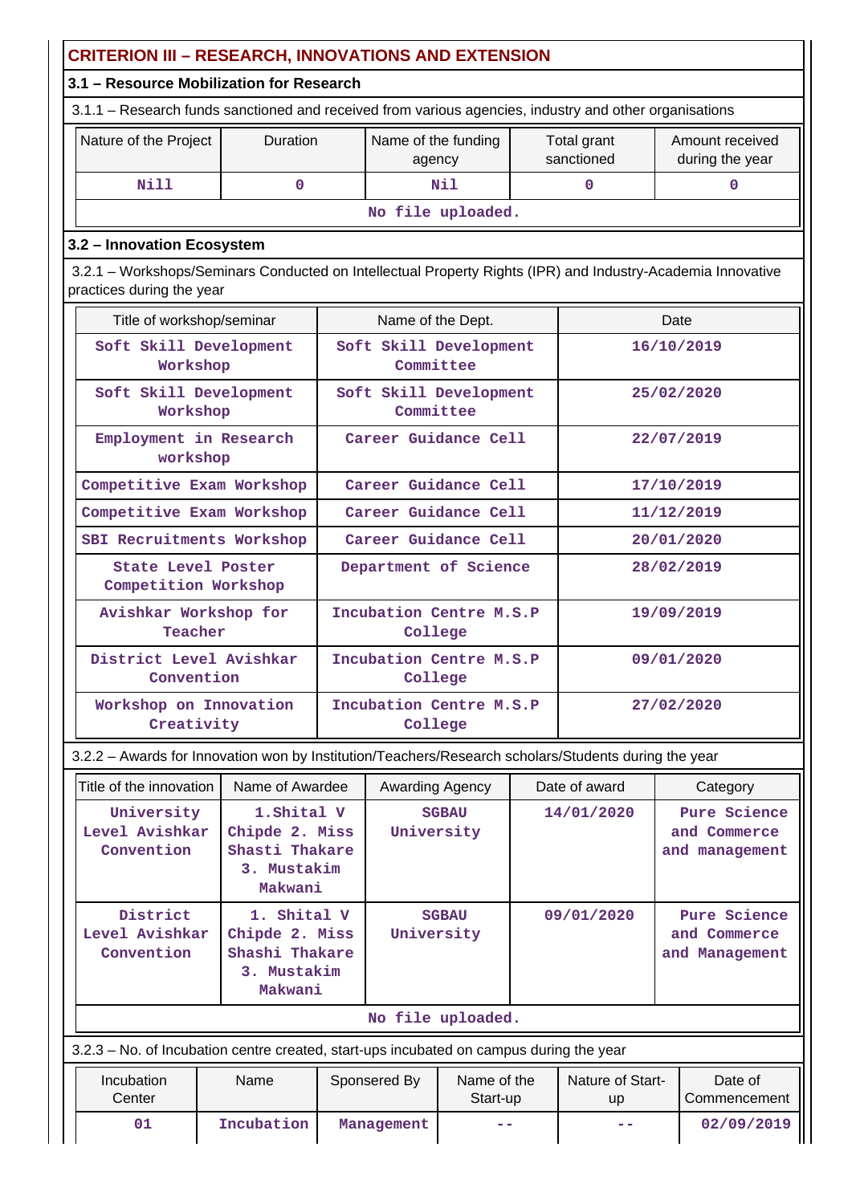## CRITERION III – RESEARCH, INNOVATIONS AND EXTENSION

### 3.1 – Resource Mobilization for Research

3.1.1 – Research funds sanctioned and received from various agencies, industry and other organisations

| Nature of the Project | Duration | Name of the funding agency | Total grant sanctioned | Amount received during the year |
|---|---|---|---|---|
| Nill | 0 | Nil | 0 | 0 |
| No file uploaded. | | | | |

### 3.2 – Innovation Ecosystem

3.2.1 – Workshops/Seminars Conducted on Intellectual Property Rights (IPR) and Industry-Academia Innovative practices during the year

| Title of workshop/seminar | Name of the Dept. | Date |
|---|---|---|
| Soft Skill Development Workshop | Soft Skill Development Committee | 16/10/2019 |
| Soft Skill Development Workshop | Soft Skill Development Committee | 25/02/2020 |
| Employment in Research workshop | Career Guidance Cell | 22/07/2019 |
| Competitive Exam Workshop | Career Guidance Cell | 17/10/2019 |
| Competitive Exam Workshop | Career Guidance Cell | 11/12/2019 |
| SBI Recruitments Workshop | Career Guidance Cell | 20/01/2020 |
| State Level Poster Competition Workshop | Department of Science | 28/02/2019 |
| Avishkar Workshop for Teacher | Incubation Centre M.S.P College | 19/09/2019 |
| District Level Avishkar Convention | Incubation Centre M.S.P College | 09/01/2020 |
| Workshop on Innovation Creativity | Incubation Centre M.S.P College | 27/02/2020 |

3.2.2 – Awards for Innovation won by Institution/Teachers/Research scholars/Students during the year

| Title of the innovation | Name of Awardee | Awarding Agency | Date of award | Category |
|---|---|---|---|---|
| University Level Avishkar Convention | 1.Shital V Chipde 2. Miss Shasti Thakare 3. Mustakim Makwani | SGBAU University | 14/01/2020 | Pure Science and Commerce and management |
| District Level Avishkar Convention | 1. Shital V Chipde 2. Miss Shashi Thakare 3. Mustakim Makwani | SGBAU University | 09/01/2020 | Pure Science and Commerce and Management |
| No file uploaded. | | | | |

3.2.3 – No. of Incubation centre created, start-ups incubated on campus during the year

| Incubation Center | Name | Sponsered By | Name of the Start-up | Nature of Start-up | Date of Commencement |
|---|---|---|---|---|---|
| 01 | Incubation | Management | -- | -- | 02/09/2019 |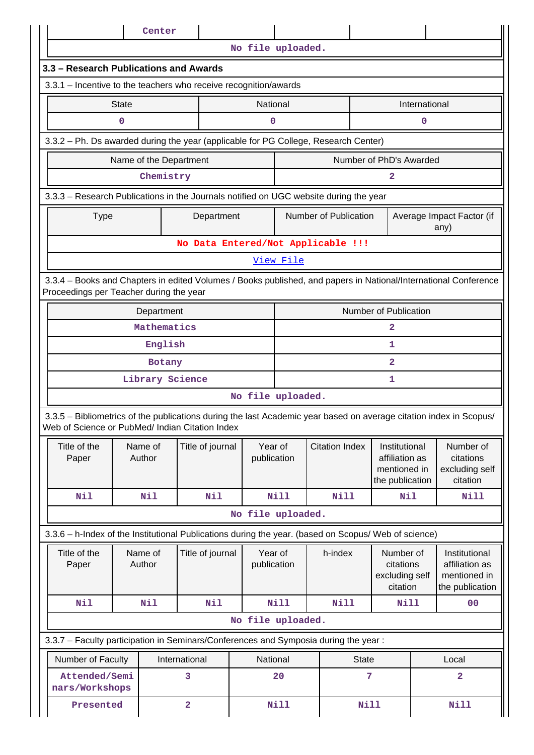| | Center | | | | |
|---|---|---|---|---|---|

No file uploaded.

## 3.3 – Research Publications and Awards

3.3.1 – Incentive to the teachers who receive recognition/awards

| State | National | International |
|---|---|---|
| 0 | 0 | 0 |

3.3.2 – Ph. Ds awarded during the year (applicable for PG College, Research Center)

| Name of the Department | Number of PhD's Awarded |
|---|---|
| Chemistry | 2 |

3.3.3 – Research Publications in the Journals notified on UGC website during the year

| Type | Department | Number of Publication | Average Impact Factor (if any) |
|---|---|---|---|

No Data Entered/Not Applicable !!!

View File

3.3.4 – Books and Chapters in edited Volumes / Books published, and papers in National/International Conference Proceedings per Teacher during the year

| Department | Number of Publication |
|---|---|
| Mathematics | 2 |
| English | 1 |
| Botany | 2 |
| Library Science | 1 |

No file uploaded.

3.3.5 – Bibliometrics of the publications during the last Academic year based on average citation index in Scopus/ Web of Science or PubMed/ Indian Citation Index

| Title of the Paper | Name of Author | Title of journal | Year of publication | Citation Index | Institutional affiliation as mentioned in the publication | Number of citations excluding self citation |
|---|---|---|---|---|---|---|
| Nil | Nil | Nil | Nill | Nill | Nil | Nill |

No file uploaded.

3.3.6 – h-Index of the Institutional Publications during the year. (based on Scopus/ Web of science)

| Title of the Paper | Name of Author | Title of journal | Year of publication | h-index | Number of citations excluding self citation | Institutional affiliation as mentioned in the publication |
|---|---|---|---|---|---|---|
| Nil | Nil | Nil | Nill | Nill | Nill | 00 |

No file uploaded.

3.3.7 – Faculty participation in Seminars/Conferences and Symposia during the year :

| Number of Faculty | International | National | State | Local |
|---|---|---|---|---|
| Attended/Seminars/Workshops | 3 | 20 | 7 | 2 |
| Presented | 2 | Nill | Nill | Nill |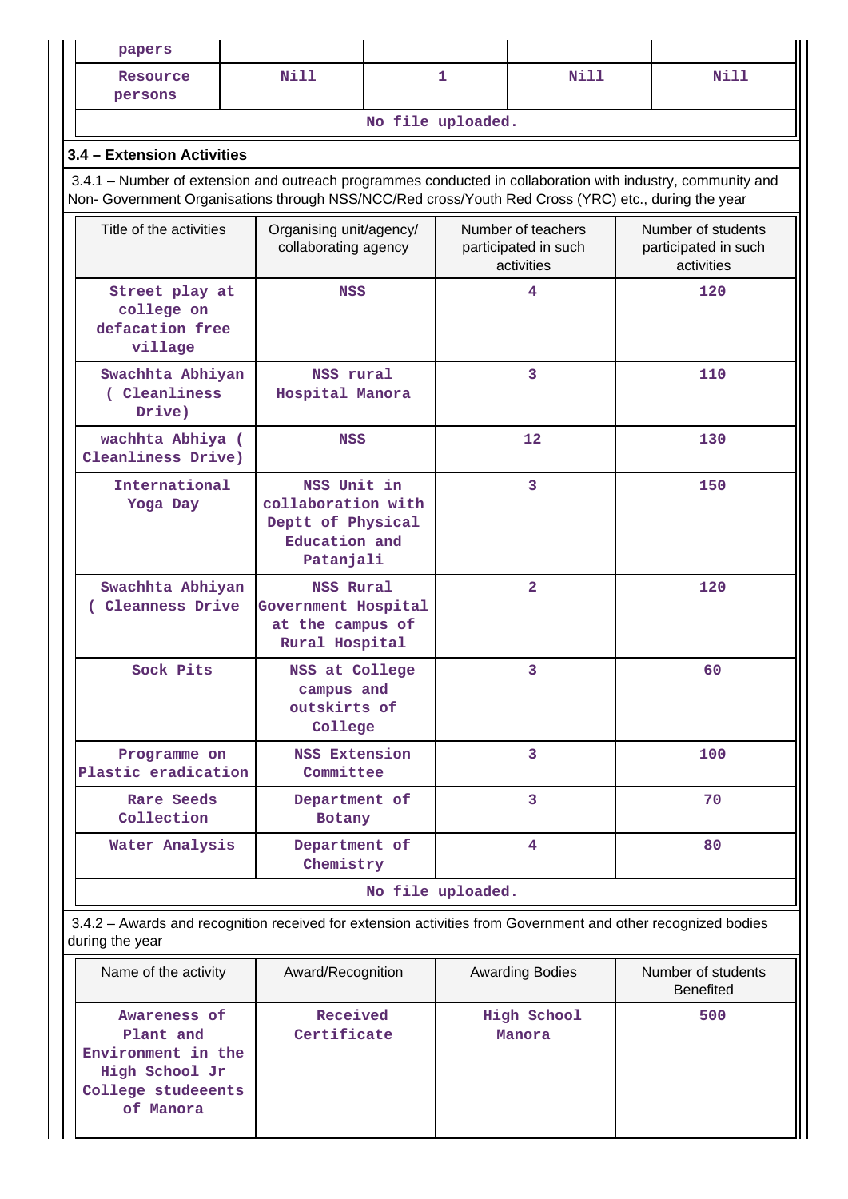| papers | | | | |
|---|---|---|---|---|
| Resource persons | Nill | 1 | Nill | Nill |

No file uploaded.

### 3.4 – Extension Activities

3.4.1 – Number of extension and outreach programmes conducted in collaboration with industry, community and Non- Government Organisations through NSS/NCC/Red cross/Youth Red Cross (YRC) etc., during the year

| Title of the activities | Organising unit/agency/ collaborating agency | Number of teachers participated in such activities | Number of students participated in such activities |
|---|---|---|---|
| Street play at college on defacation free village | NSS | 4 | 120 |
| Swachhta Abhiyan ( Cleanliness Drive) | NSS rural Hospital Manora | 3 | 110 |
| wachhta Abhiya ( Cleanliness Drive) | NSS | 12 | 130 |
| International Yoga Day | NSS Unit in collaboration with Deptt of Physical Education and Patanjali | 3 | 150 |
| Swachhta Abhiyan ( Cleanness Drive | NSS Rural Government Hospital at the campus of Rural Hospital | 2 | 120 |
| Sock Pits | NSS at College campus and outskirts of College | 3 | 60 |
| Programme on Plastic eradication | NSS Extension Committee | 3 | 100 |
| Rare Seeds Collection | Department of Botany | 3 | 70 |
| Water Analysis | Department of Chemistry | 4 | 80 |

No file uploaded.

3.4.2 – Awards and recognition received for extension activities from Government and other recognized bodies during the year

| Name of the activity | Award/Recognition | Awarding Bodies | Number of students Benefited |
|---|---|---|---|
| Awareness of Plant and Environment in the High School Jr College studeeents of Manora | Received Certificate | High School Manora | 500 |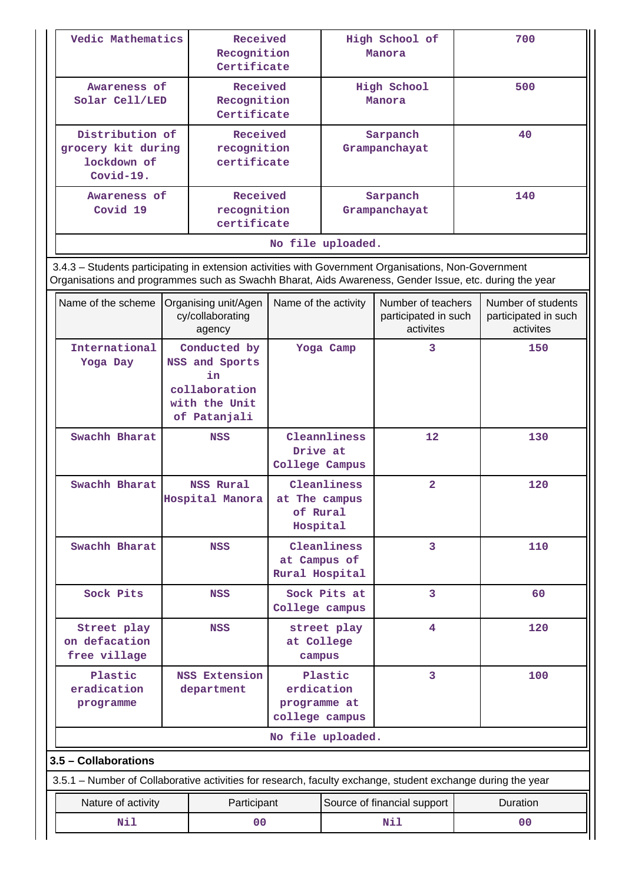| | | | |
|---|---|---|---|
| Vedic Mathematics | Received Recognition Certificate | High School of Manora | 700 |
| Awareness of Solar Cell/LED | Received Recognition Certificate | High School Manora | 500 |
| Distribution of grocery kit during lockdown of Covid-19. | Received recognition certificate | Sarpanch Grampanchayat | 40 |
| Awareness of Covid 19 | Received recognition certificate | Sarpanch Grampanchayat | 140 |

No file uploaded.

3.4.3 – Students participating in extension activities with Government Organisations, Non-Government Organisations and programmes such as Swachh Bharat, Aids Awareness, Gender Issue, etc. during the year

| Name of the scheme | Organising unit/Agency/collaborating agency | Name of the activity | Number of teachers participated in such activites | Number of students participated in such activites |
|---|---|---|---|---|
| International Yoga Day | Conducted by NSS and Sports in collaboration with the Unit of Patanjali | Yoga Camp | 3 | 150 |
| Swachh Bharat | NSS | Cleannliness Drive at College Campus | 12 | 130 |
| Swachh Bharat | NSS Rural Hospital Manora | Cleanliness at The campus of Rural Hospital | 2 | 120 |
| Swachh Bharat | NSS | Cleanliness at Campus of Rural Hospital | 3 | 110 |
| Sock Pits | NSS | Sock Pits at College campus | 3 | 60 |
| Street play on defacation free village | NSS | street play at College campus | 4 | 120 |
| Plastic eradication programme | NSS Extension department | Plastic erdication programme at college campus | 3 | 100 |

No file uploaded.

**3.5 – Collaborations**

3.5.1 – Number of Collaborative activities for research, faculty exchange, student exchange during the year

| Nature of activity | Participant | Source of financial support | Duration |
|---|---|---|---|
| Nil | 00 | Nil | 00 |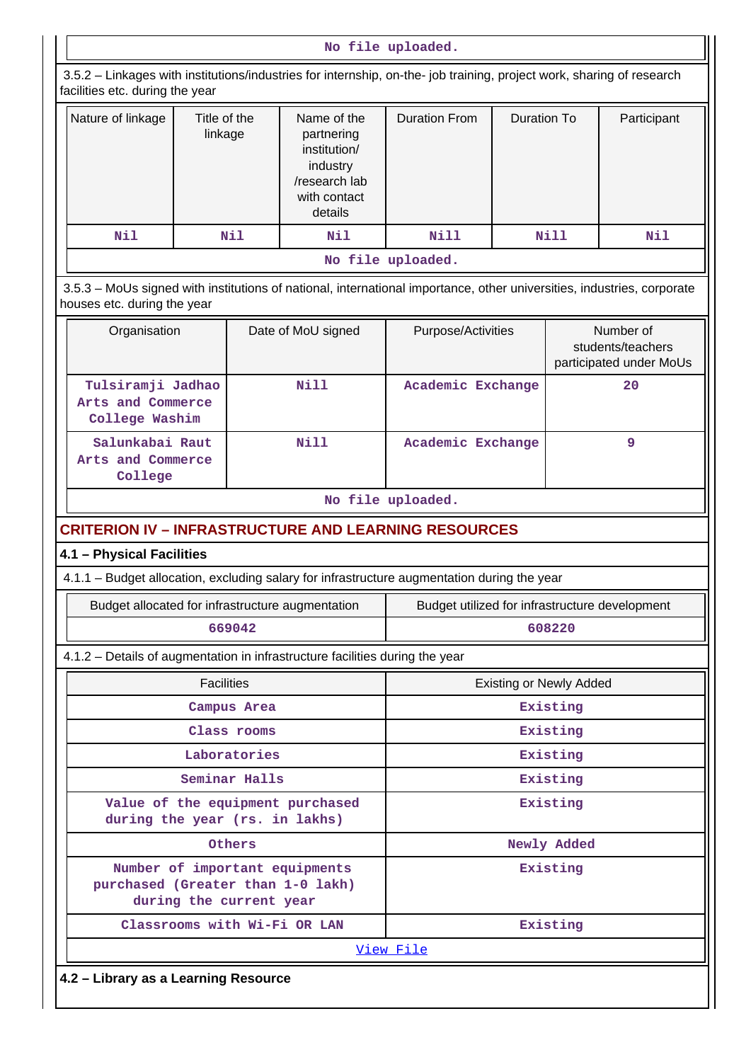No file uploaded.

3.5.2 – Linkages with institutions/industries for internship, on-the- job training, project work, sharing of research facilities etc. during the year

| Nature of linkage | Title of the linkage | Name of the partnering institution/ industry /research lab with contact details | Duration From | Duration To | Participant |
|---|---|---|---|---|---|
| Nil | Nil | Nil | Nill | Nill | Nil |

No file uploaded.

3.5.3 – MoUs signed with institutions of national, international importance, other universities, industries, corporate houses etc. during the year

| Organisation | Date of MoU signed | Purpose/Activities | Number of students/teachers participated under MoUs |
|---|---|---|---|
| Tulsiramji Jadhao Arts and Commerce College Washim | Nill | Academic Exchange | 20 |
| Salunkabai Raut Arts and Commerce College | Nill | Academic Exchange | 9 |

No file uploaded.

## CRITERION IV – INFRASTRUCTURE AND LEARNING RESOURCES

### 4.1 – Physical Facilities

4.1.1 – Budget allocation, excluding salary for infrastructure augmentation during the year

| Budget allocated for infrastructure augmentation | Budget utilized for infrastructure development |
|---|---|
| 669042 | 608220 |

4.1.2 – Details of augmentation in infrastructure facilities during the year

| Facilities | Existing or Newly Added |
|---|---|
| Campus Area | Existing |
| Class rooms | Existing |
| Laboratories | Existing |
| Seminar Halls | Existing |
| Value of the equipment purchased during the year (rs. in lakhs) | Existing |
| Others | Newly Added |
| Number of important equipments purchased (Greater than 1-0 lakh) during the current year | Existing |
| Classrooms with Wi-Fi OR LAN | Existing |

View File

### 4.2 – Library as a Learning Resource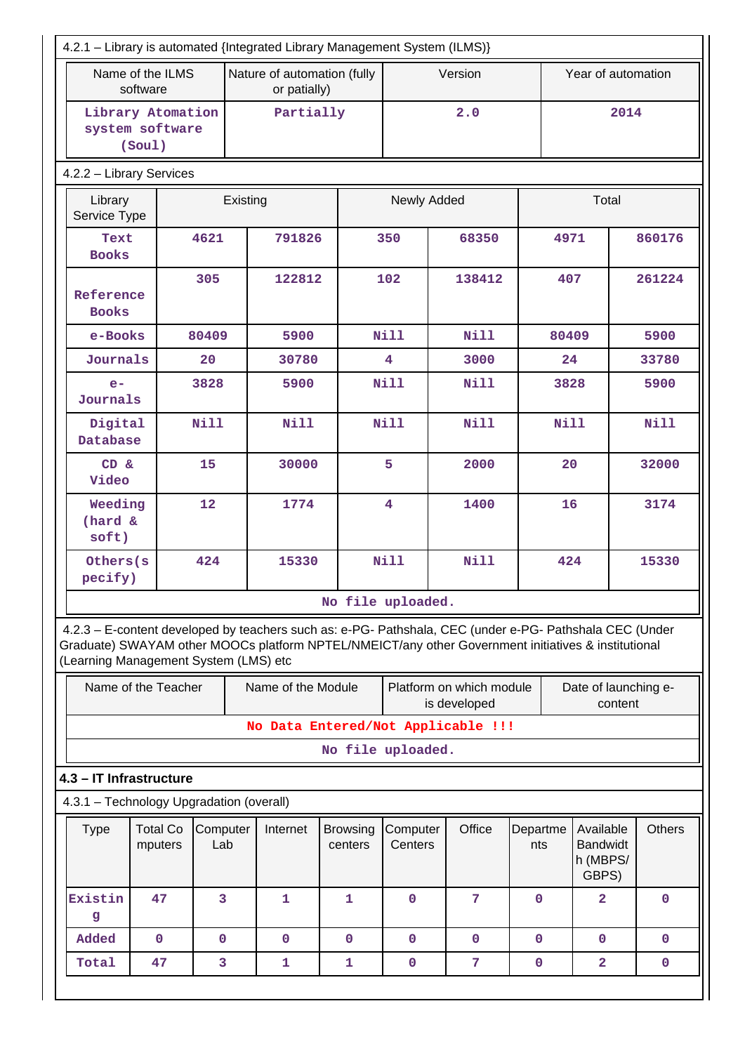4.2.1 – Library is automated {Integrated Library Management System (ILMS)}

| Name of the ILMS software | Nature of automation (fully or patially) | Version | Year of automation |
|---|---|---|---|
| Library Atomation system software (Soul) | Partially | 2.0 | 2014 |

4.2.2 – Library Services

| Library Service Type | Existing | | Newly Added | | Total | |
|---|---|---|---|---|---|---|
| Text Books | 4621 | 791826 | 350 | 68350 | 4971 | 860176 |
| Reference Books | 305 | 122812 | 102 | 138412 | 407 | 261224 |
| e-Books | 80409 | 5900 | Nill | Nill | 80409 | 5900 |
| Journals | 20 | 30780 | 4 | 3000 | 24 | 33780 |
| e-Journals | 3828 | 5900 | Nill | Nill | 3828 | 5900 |
| Digital Database | Nill | Nill | Nill | Nill | Nill | Nill |
| CD & Video | 15 | 30000 | 5 | 2000 | 20 | 32000 |
| Weeding (hard & soft) | 12 | 1774 | 4 | 1400 | 16 | 3174 |
| Others(specify) | 424 | 15330 | Nill | Nill | 424 | 15330 |

No file uploaded.

4.2.3 – E-content developed by teachers such as: e-PG- Pathshala, CEC (under e-PG- Pathshala CEC (Under Graduate) SWAYAM other MOOCs platform NPTEL/NMEICT/any other Government initiatives & institutional (Learning Management System (LMS) etc

| Name of the Teacher | Name of the Module | Platform on which module is developed | Date of launching e-content |
|---|---|---|---|
| No Data Entered/Not Applicable !!! | | | |

No file uploaded.

## 4.3 – IT Infrastructure

4.3.1 – Technology Upgradation (overall)

| Type | Total Computers | Computer Lab | Internet | Browsing centers | Computer Centers | Office | Departments | Available Bandwidth (MBPS/ GBPS) | Others |
|---|---|---|---|---|---|---|---|---|---|
| Existing | 47 | 3 | 1 | 1 | 0 | 7 | 0 | 2 | 0 |
| Added | 0 | 0 | 0 | 0 | 0 | 0 | 0 | 0 | 0 |
| Total | 47 | 3 | 1 | 1 | 0 | 7 | 0 | 2 | 0 |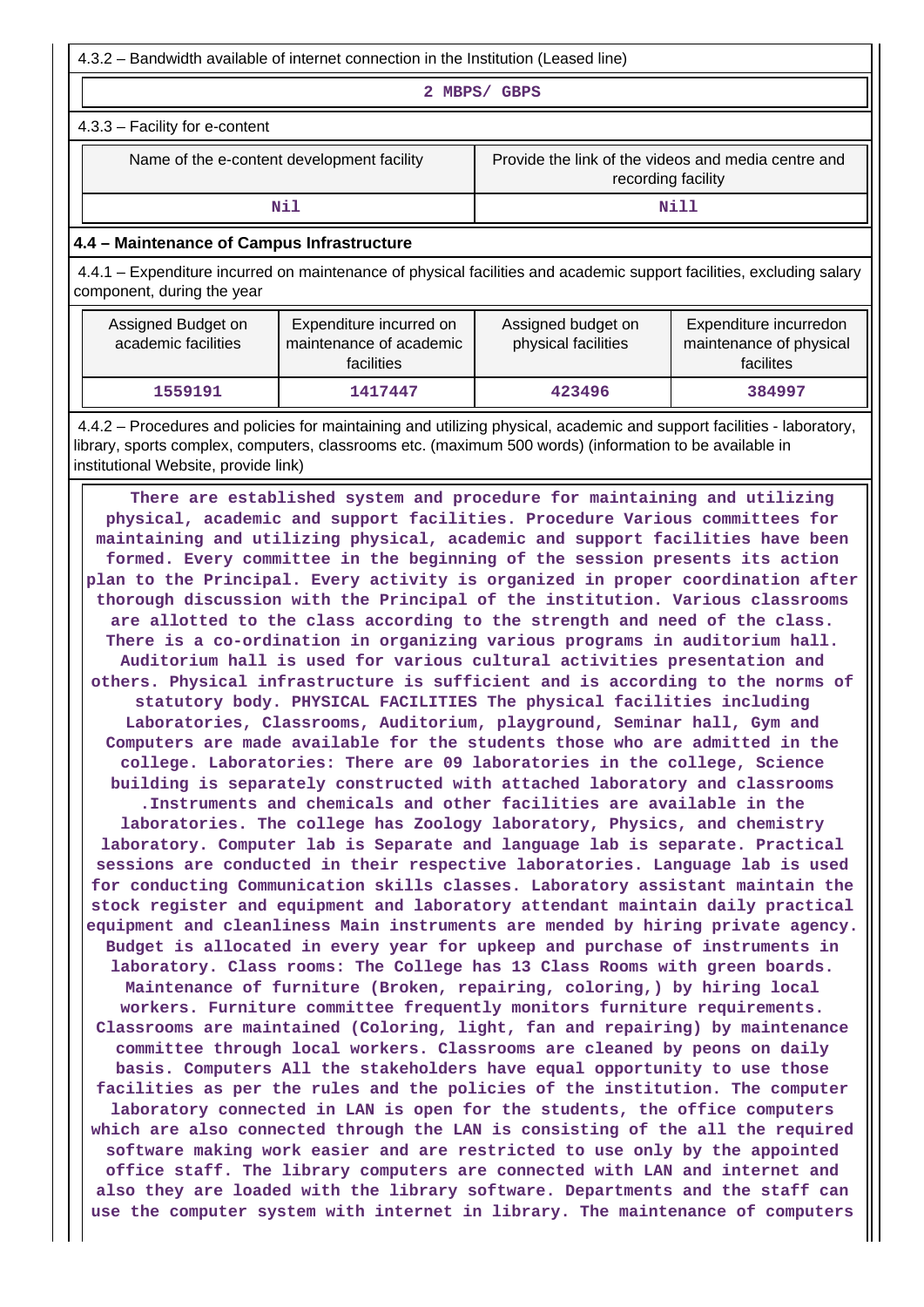4.3.2 – Bandwidth available of internet connection in the Institution (Leased line)

**2 MBPS/ GBPS**

4.3.3 – Facility for e-content

| Name of the e-content development facility | Provide the link of the videos and media centre and recording facility |
|---|---|
| Nil | Nill |

### 4.4 – Maintenance of Campus Infrastructure

4.4.1 – Expenditure incurred on maintenance of physical facilities and academic support facilities, excluding salary component, during the year

| Assigned Budget on academic facilities | Expenditure incurred on maintenance of academic facilities | Assigned budget on physical facilities | Expenditure incurredon maintenance of physical facilites |
|---|---|---|---|
| 1559191 | 1417447 | 423496 | 384997 |

4.4.2 – Procedures and policies for maintaining and utilizing physical, academic and support facilities - laboratory, library, sports complex, computers, classrooms etc. (maximum 500 words) (information to be available in institutional Website, provide link)

**There are established system and procedure for maintaining and utilizing physical, academic and support facilities. Procedure Various committees for maintaining and utilizing physical, academic and support facilities have been formed. Every committee in the beginning of the session presents its action plan to the Principal. Every activity is organized in proper coordination after thorough discussion with the Principal of the institution. Various classrooms are allotted to the class according to the strength and need of the class. There is a co-ordination in organizing various programs in auditorium hall. Auditorium hall is used for various cultural activities presentation and others. Physical infrastructure is sufficient and is according to the norms of statutory body. PHYSICAL FACILITIES The physical facilities including Laboratories, Classrooms, Auditorium, playground, Seminar hall, Gym and Computers are made available for the students those who are admitted in the college. Laboratories: There are 09 laboratories in the college, Science building is separately constructed with attached laboratory and classrooms .Instruments and chemicals and other facilities are available in the laboratories. The college has Zoology laboratory, Physics, and chemistry laboratory. Computer lab is Separate and language lab is separate. Practical sessions are conducted in their respective laboratories. Language lab is used for conducting Communication skills classes. Laboratory assistant maintain the stock register and equipment and laboratory attendant maintain daily practical equipment and cleanliness Main instruments are mended by hiring private agency. Budget is allocated in every year for upkeep and purchase of instruments in laboratory. Class rooms: The College has 13 Class Rooms with green boards. Maintenance of furniture (Broken, repairing, coloring,) by hiring local workers. Furniture committee frequently monitors furniture requirements. Classrooms are maintained (Coloring, light, fan and repairing) by maintenance committee through local workers. Classrooms are cleaned by peons on daily basis. Computers All the stakeholders have equal opportunity to use those facilities as per the rules and the policies of the institution. The computer laboratory connected in LAN is open for the students, the office computers which are also connected through the LAN is consisting of the all the required software making work easier and are restricted to use only by the appointed office staff. The library computers are connected with LAN and internet and also they are loaded with the library software. Departments and the staff can use the computer system with internet in library. The maintenance of computers**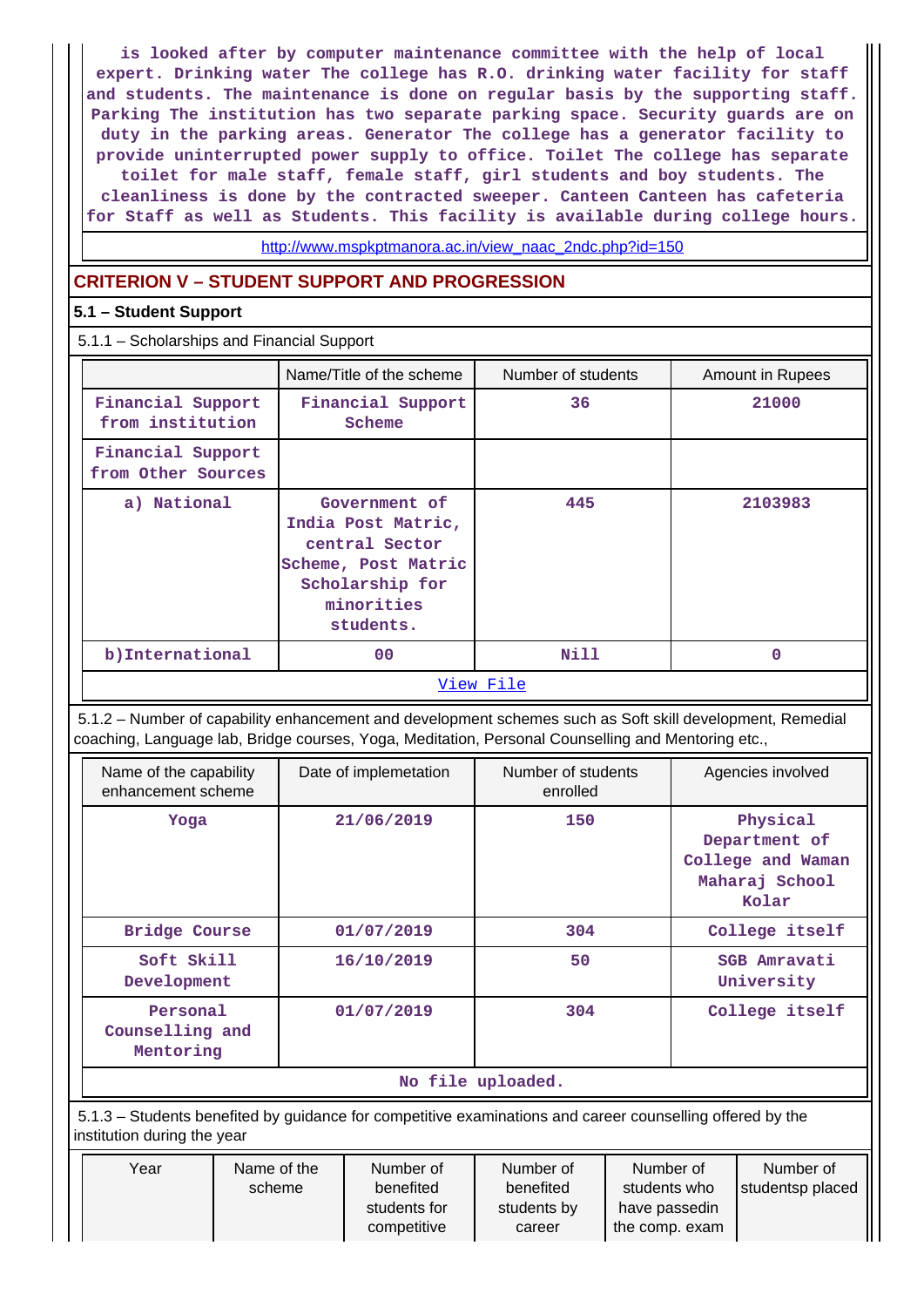is looked after by computer maintenance committee with the help of local expert. Drinking water The college has R.O. drinking water facility for staff and students. The maintenance is done on regular basis by the supporting staff. Parking The institution has two separate parking space. Security guards are on duty in the parking areas. Generator The college has a generator facility to provide uninterrupted power supply to office. Toilet The college has separate toilet for male staff, female staff, girl students and boy students. The cleanliness is done by the contracted sweeper. Canteen Canteen has cafeteria for Staff as well as Students. This facility is available during college hours.

http://www.mspkptmanora.ac.in/view_naac_2ndc.php?id=150

## CRITERION V – STUDENT SUPPORT AND PROGRESSION

### 5.1 – Student Support

5.1.1 – Scholarships and Financial Support

| | Name/Title of the scheme | Number of students | Amount in Rupees |
|---|---|---|---|
| Financial Support from institution | Financial Support Scheme | 36 | 21000 |
| Financial Support from Other Sources | | | |
| a) National | Government of India Post Matric, central Sector Scheme, Post Matric Scholarship for minorities students. | 445 | 2103983 |
| b)International | 00 | Nill | 0 |

View File

5.1.2 – Number of capability enhancement and development schemes such as Soft skill development, Remedial coaching, Language lab, Bridge courses, Yoga, Meditation, Personal Counselling and Mentoring etc.,

| Name of the capability enhancement scheme | Date of implemetation | Number of students enrolled | Agencies involved |
|---|---|---|---|
| Yoga | 21/06/2019 | 150 | Physical Department of College and Waman Maharaj School Kolar |
| Bridge Course | 01/07/2019 | 304 | College itself |
| Soft Skill Development | 16/10/2019 | 50 | SGB Amravati University |
| Personal Counselling and Mentoring | 01/07/2019 | 304 | College itself |

No file uploaded.

5.1.3 – Students benefited by guidance for competitive examinations and career counselling offered by the institution during the year

| Year | Name of the scheme | Number of benefited students for competitive | Number of benefited students by career | Number of students who have passedin the comp. exam | Number of studentsp placed |
|---|---|---|---|---|---|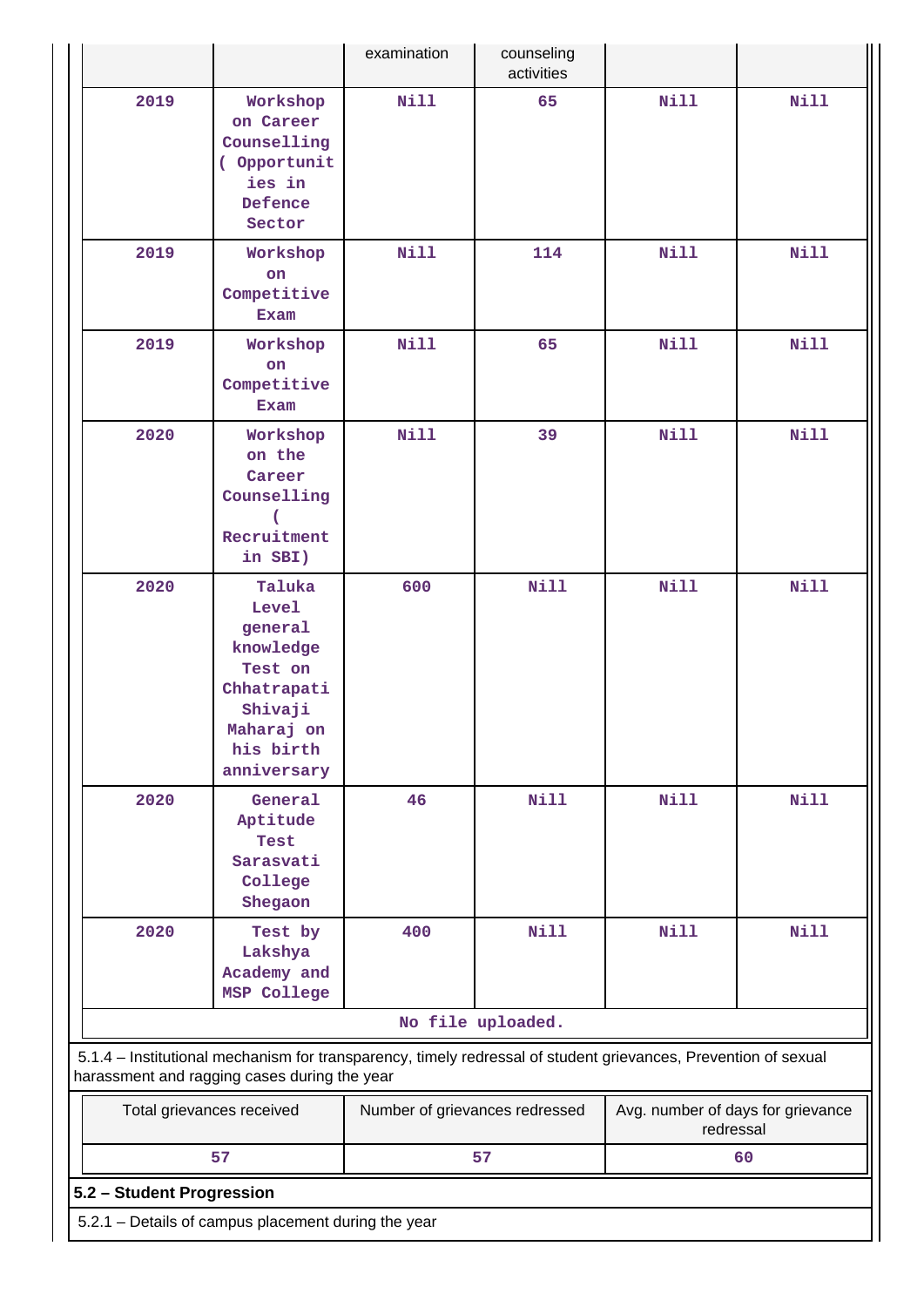| | | examination | counseling activities | | |
|---|---|---|---|---|---|
| 2019 | Workshop on Career Counselling ( Opportunities in Defence Sector | Nill | 65 | Nill | Nill |
| 2019 | Workshop on Competitive Exam | Nill | 114 | Nill | Nill |
| 2019 | Workshop on Competitive Exam | Nill | 65 | Nill | Nill |
| 2020 | Workshop on the Career Counselling ( Recruitment in SBI) | Nill | 39 | Nill | Nill |
| 2020 | Taluka Level general knowledge Test on Chhatrapati Shivaji Maharaj on his birth anniversary | 600 | Nill | Nill | Nill |
| 2020 | General Aptitude Test Sarasvati College Shegaon | 46 | Nill | Nill | Nill |
| 2020 | Test by Lakshya Academy and MSP College | 400 | Nill | Nill | Nill |

No file uploaded.

5.1.4 – Institutional mechanism for transparency, timely redressal of student grievances, Prevention of sexual harassment and ragging cases during the year

| Total grievances received | Number of grievances redressed | Avg. number of days for grievance redressal |
|---|---|---|
| 57 | 57 | 60 |

**5.2 – Student Progression**

5.2.1 – Details of campus placement during the year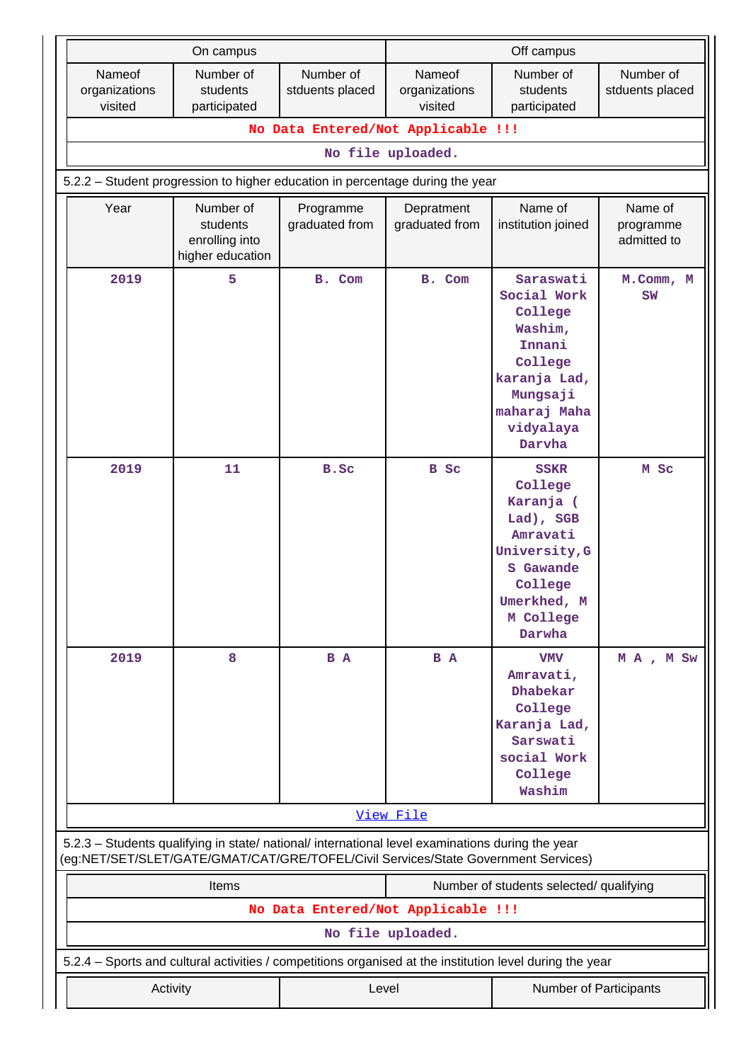| On campus | | | Off campus | | |
|---|---|---|---|---|---|
| Nameof organizations visited | Number of students participated | Number of stduents placed | Nameof organizations visited | Number of students participated | Number of stduents placed |
| No Data Entered/Not Applicable !!! | | | | | |
| No file uploaded. | | | | | |

5.2.2 – Student progression to higher education in percentage during the year

| Year | Number of students enrolling into higher education | Programme graduated from | Depratment graduated from | Name of institution joined | Name of programme admitted to |
|---|---|---|---|---|---|
| 2019 | 5 | B. Com | B. Com | Saraswati Social Work College Washim, Innani College karanja Lad, Mungsaji maharaj Maha vidyalaya Darvha | M.Comm, M SW |
| 2019 | 11 | B.Sc | B Sc | SSKR College Karanja ( Lad), SGB Amravati University,G S Gawande College Umerkhed, M M College Darwha | M Sc |
| 2019 | 8 | B A | B A | VMV Amravati, Dhabekar College Karanja Lad, Sarswati social Work College Washim | M A , M Sw |
| View File | | | | | |

5.2.3 – Students qualifying in state/ national/ international level examinations during the year (eg:NET/SET/SLET/GATE/GMAT/CAT/GRE/TOFEL/Civil Services/State Government Services)

| Items | Number of students selected/ qualifying |
|---|---|
| No Data Entered/Not Applicable !!! | |
| No file uploaded. | |

5.2.4 – Sports and cultural activities / competitions organised at the institution level during the year

| Activity | Level | Number of Participants |
|---|---|---|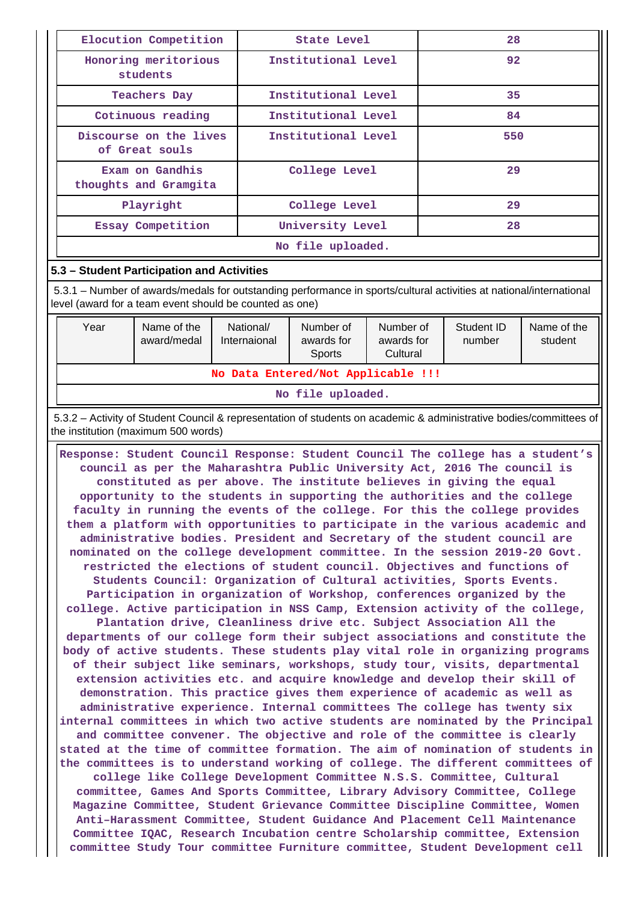| Elocution Competition | State Level | 28 |
|---|---|---|
| Honoring meritorious students | Institutional Level | 92 |
| Teachers Day | Institutional Level | 35 |
| Cotinuous reading | Institutional Level | 84 |
| Discourse on the lives of Great souls | Institutional Level | 550 |
| Exam on Gandhis thoughts and Gramgita | College Level | 29 |
| Playright | College Level | 29 |
| Essay Competition | University Level | 28 |

No file uploaded.

### 5.3 – Student Participation and Activities

5.3.1 – Number of awards/medals for outstanding performance in sports/cultural activities at national/international level (award for a team event should be counted as one)

| Year | Name of the award/medal | National/ Internaional | Number of awards for Sports | Number of awards for Cultural | Student ID number | Name of the student |
|---|---|---|---|---|---|---|
| No Data Entered/Not Applicable !!! | | | | | | |

No file uploaded.

5.3.2 – Activity of Student Council & representation of students on academic & administrative bodies/committees of the institution (maximum 500 words)

Response: Student Council Response: Student Council The college has a student's council as per the Maharashtra Public University Act, 2016 The council is constituted as per above. The institute believes in giving the equal opportunity to the students in supporting the authorities and the college faculty in running the events of the college. For this the college provides them a platform with opportunities to participate in the various academic and administrative bodies. President and Secretary of the student council are nominated on the college development committee. In the session 2019-20 Govt. restricted the elections of student council. Objectives and functions of Students Council: Organization of Cultural activities, Sports Events. Participation in organization of Workshop, conferences organized by the college. Active participation in NSS Camp, Extension activity of the college, Plantation drive, Cleanliness drive etc. Subject Association All the departments of our college form their subject associations and constitute the body of active students. These students play vital role in organizing programs of their subject like seminars, workshops, study tour, visits, departmental extension activities etc. and acquire knowledge and develop their skill of demonstration. This practice gives them experience of academic as well as administrative experience. Internal committees The college has twenty six internal committees in which two active students are nominated by the Principal and committee convener. The objective and role of the committee is clearly stated at the time of committee formation. The aim of nomination of students in the committees is to understand working of college. The different committees of college like College Development Committee N.S.S. Committee, Cultural committee, Games And Sports Committee, Library Advisory Committee, College Magazine Committee, Student Grievance Committee Discipline Committee, Women Anti-Harassment Committee, Student Guidance And Placement Cell Maintenance Committee IQAC, Research Incubation centre Scholarship committee, Extension committee Study Tour committee Furniture committee, Student Development cell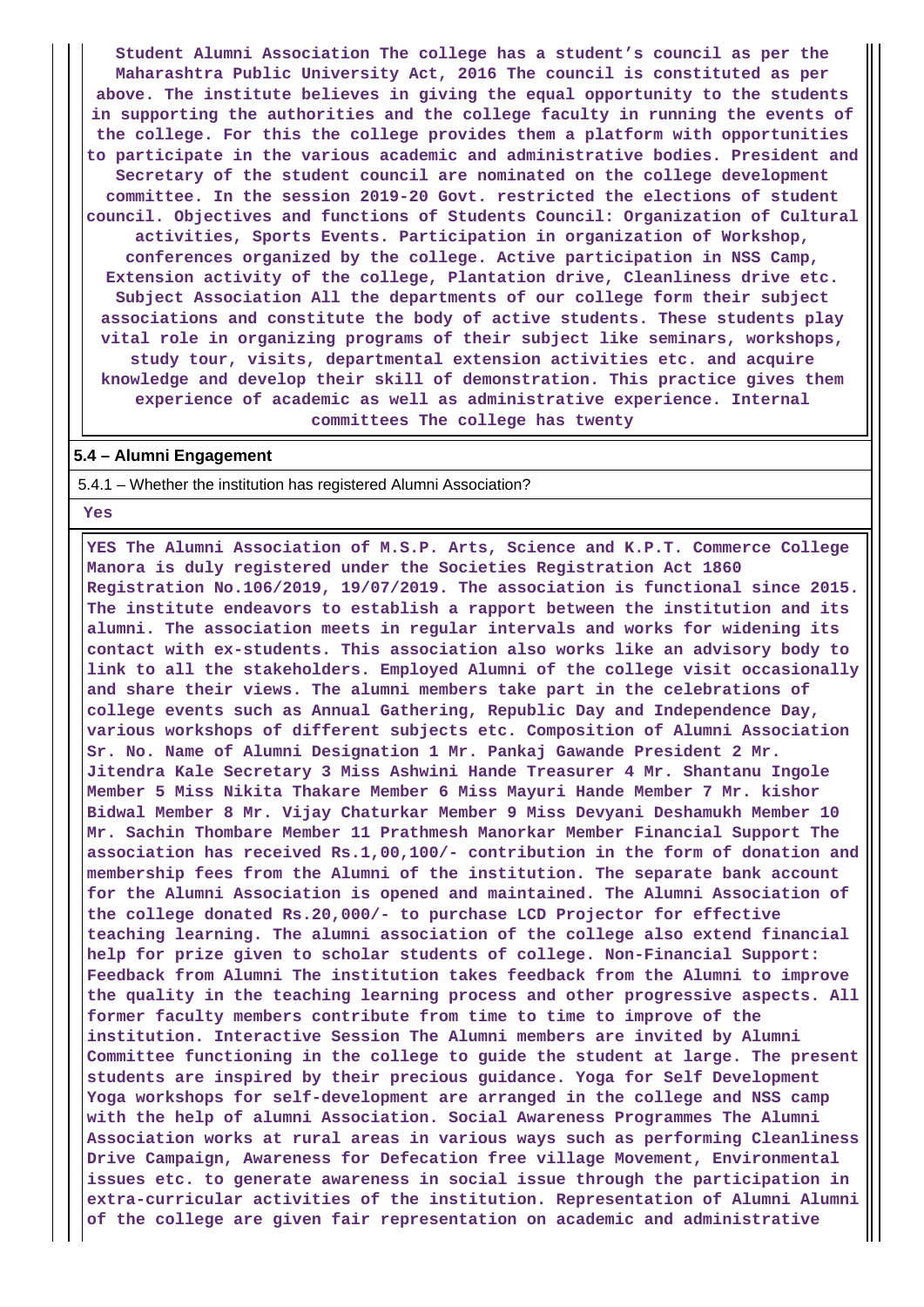**Student Alumni Association The college has a student's council as per the Maharashtra Public University Act, 2016 The council is constituted as per above. The institute believes in giving the equal opportunity to the students in supporting the authorities and the college faculty in running the events of the college. For this the college provides them a platform with opportunities to participate in the various academic and administrative bodies. President and Secretary of the student council are nominated on the college development committee. In the session 2019-20 Govt. restricted the elections of student council. Objectives and functions of Students Council: Organization of Cultural activities, Sports Events. Participation in organization of Workshop, conferences organized by the college. Active participation in NSS Camp, Extension activity of the college, Plantation drive, Cleanliness drive etc. Subject Association All the departments of our college form their subject associations and constitute the body of active students. These students play vital role in organizing programs of their subject like seminars, workshops, study tour, visits, departmental extension activities etc. and acquire knowledge and develop their skill of demonstration. This practice gives them experience of academic as well as administrative experience. Internal committees The college has twenty**

**5.4 – Alumni Engagement**

5.4.1 – Whether the institution has registered Alumni Association?

**Yes**

**YES The Alumni Association of M.S.P. Arts, Science and K.P.T. Commerce College Manora is duly registered under the Societies Registration Act 1860 Registration No.106/2019, 19/07/2019. The association is functional since 2015. The institute endeavors to establish a rapport between the institution and its alumni. The association meets in regular intervals and works for widening its contact with ex-students. This association also works like an advisory body to link to all the stakeholders. Employed Alumni of the college visit occasionally and share their views. The alumni members take part in the celebrations of college events such as Annual Gathering, Republic Day and Independence Day, various workshops of different subjects etc. Composition of Alumni Association Sr. No. Name of Alumni Designation 1 Mr. Pankaj Gawande President 2 Mr. Jitendra Kale Secretary 3 Miss Ashwini Hande Treasurer 4 Mr. Shantanu Ingole Member 5 Miss Nikita Thakare Member 6 Miss Mayuri Hande Member 7 Mr. kishor Bidwal Member 8 Mr. Vijay Chaturkar Member 9 Miss Devyani Deshamukh Member 10 Mr. Sachin Thombare Member 11 Prathmesh Manorkar Member Financial Support The association has received Rs.1,00,100/- contribution in the form of donation and membership fees from the Alumni of the institution. The separate bank account for the Alumni Association is opened and maintained. The Alumni Association of the college donated Rs.20,000/- to purchase LCD Projector for effective teaching learning. The alumni association of the college also extend financial help for prize given to scholar students of college. Non-Financial Support: Feedback from Alumni The institution takes feedback from the Alumni to improve the quality in the teaching learning process and other progressive aspects. All former faculty members contribute from time to time to improve of the institution. Interactive Session The Alumni members are invited by Alumni Committee functioning in the college to guide the student at large. The present students are inspired by their precious guidance. Yoga for Self Development Yoga workshops for self-development are arranged in the college and NSS camp with the help of alumni Association. Social Awareness Programmes The Alumni Association works at rural areas in various ways such as performing Cleanliness Drive Campaign, Awareness for Defecation free village Movement, Environmental issues etc. to generate awareness in social issue through the participation in extra-curricular activities of the institution. Representation of Alumni Alumni of the college are given fair representation on academic and administrative**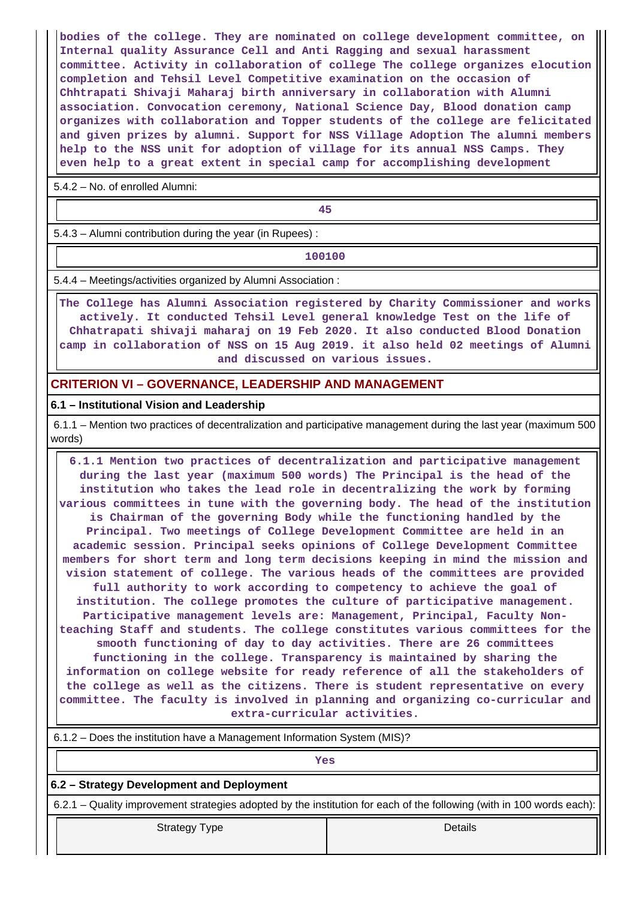bodies of the college. They are nominated on college development committee, on Internal quality Assurance Cell and Anti Ragging and sexual harassment committee. Activity in collaboration of college The college organizes elocution completion and Tehsil Level Competitive examination on the occasion of Chhtrapati Shivaji Maharaj birth anniversary in collaboration with Alumni association. Convocation ceremony, National Science Day, Blood donation camp organizes with collaboration and Topper students of the college are felicitated and given prizes by alumni. Support for NSS Village Adoption The alumni members help to the NSS unit for adoption of village for its annual NSS Camps. They even help to a great extent in special camp for accomplishing development

5.4.2 – No. of enrolled Alumni:

45

5.4.3 – Alumni contribution during the year (in Rupees) :

100100

5.4.4 – Meetings/activities organized by Alumni Association :

The College has Alumni Association registered by Charity Commissioner and works actively. It conducted Tehsil Level general knowledge Test on the life of Chhatrapati shivaji maharaj on 19 Feb 2020. It also conducted Blood Donation camp in collaboration of NSS on 15 Aug 2019. it also held 02 meetings of Alumni and discussed on various issues.

## CRITERION VI – GOVERNANCE, LEADERSHIP AND MANAGEMENT

### 6.1 – Institutional Vision and Leadership

6.1.1 – Mention two practices of decentralization and participative management during the last year (maximum 500 words)

6.1.1 Mention two practices of decentralization and participative management during the last year (maximum 500 words) The Principal is the head of the institution who takes the lead role in decentralizing the work by forming various committees in tune with the governing body. The head of the institution is Chairman of the governing Body while the functioning handled by the Principal. Two meetings of College Development Committee are held in an academic session. Principal seeks opinions of College Development Committee members for short term and long term decisions keeping in mind the mission and vision statement of college. The various heads of the committees are provided full authority to work according to competency to achieve the goal of institution. The college promotes the culture of participative management. Participative management levels are: Management, Principal, Faculty Non-teaching Staff and students. The college constitutes various committees for the smooth functioning of day to day activities. There are 26 committees functioning in the college. Transparency is maintained by sharing the information on college website for ready reference of all the stakeholders of the college as well as the citizens. There is student representative on every committee. The faculty is involved in planning and organizing co-curricular and extra-curricular activities.

6.1.2 – Does the institution have a Management Information System (MIS)?

Yes

### 6.2 – Strategy Development and Deployment

6.2.1 – Quality improvement strategies adopted by the institution for each of the following (with in 100 words each):

| Strategy Type | Details |
|---|---|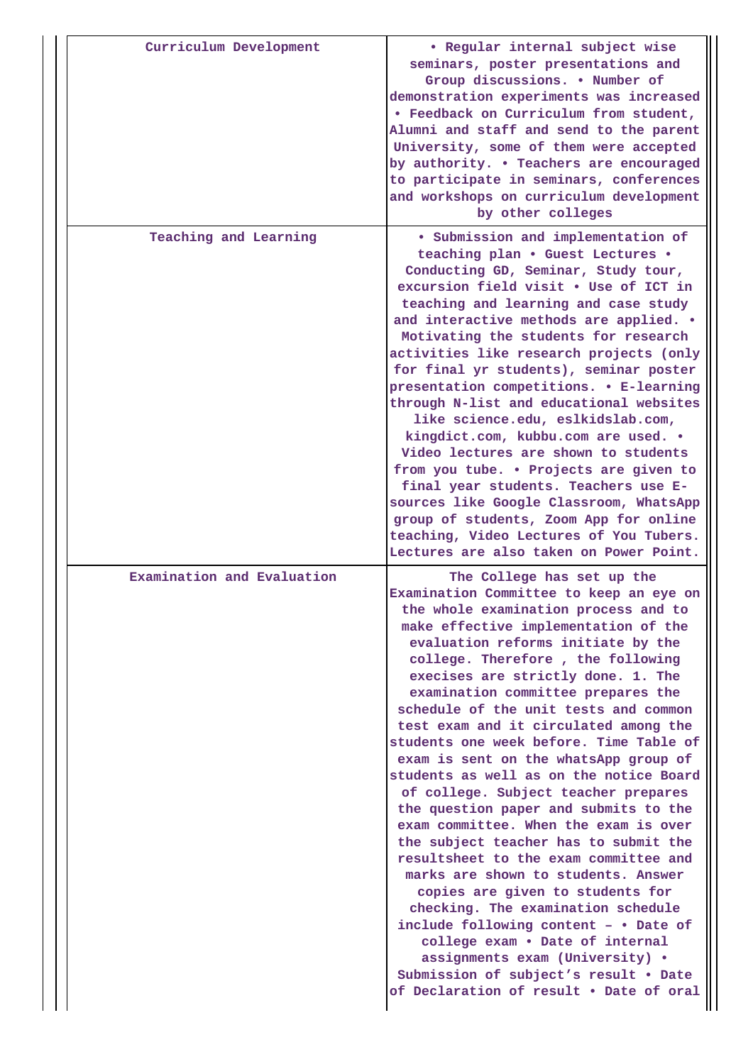| | |
|---|---|
| Curriculum Development | • Regular internal subject wise seminars, poster presentations and Group discussions. • Number of demonstration experiments was increased • Feedback on Curriculum from student, Alumni and staff and send to the parent University, some of them were accepted by authority. • Teachers are encouraged to participate in seminars, conferences and workshops on curriculum development by other colleges |
| Teaching and Learning | • Submission and implementation of teaching plan • Guest Lectures • Conducting GD, Seminar, Study tour, excursion field visit • Use of ICT in teaching and learning and case study and interactive methods are applied. • Motivating the students for research activities like research projects (only for final yr students), seminar poster presentation competitions. • E-learning through N-list and educational websites like science.edu, eslkidslab.com, kingdict.com, kubbu.com are used. • Video lectures are shown to students from you tube. • Projects are given to final year students. Teachers use E-sources like Google Classroom, WhatsApp group of students, Zoom App for online teaching, Video Lectures of You Tubers. Lectures are also taken on Power Point. |
| Examination and Evaluation | The College has set up the Examination Committee to keep an eye on the whole examination process and to make effective implementation of the evaluation reforms initiate by the college. Therefore , the following execises are strictly done. 1. The examination committee prepares the schedule of the unit tests and common test exam and it circulated among the students one week before. Time Table of exam is sent on the whatsApp group of students as well as on the notice Board of college. Subject teacher prepares the question paper and submits to the exam committee. When the exam is over the subject teacher has to submit the resultsheet to the exam committee and marks are shown to students. Answer copies are given to students for checking. The examination schedule include following content – • Date of college exam • Date of internal assignments exam (University) • Submission of subject's result • Date of Declaration of result • Date of oral |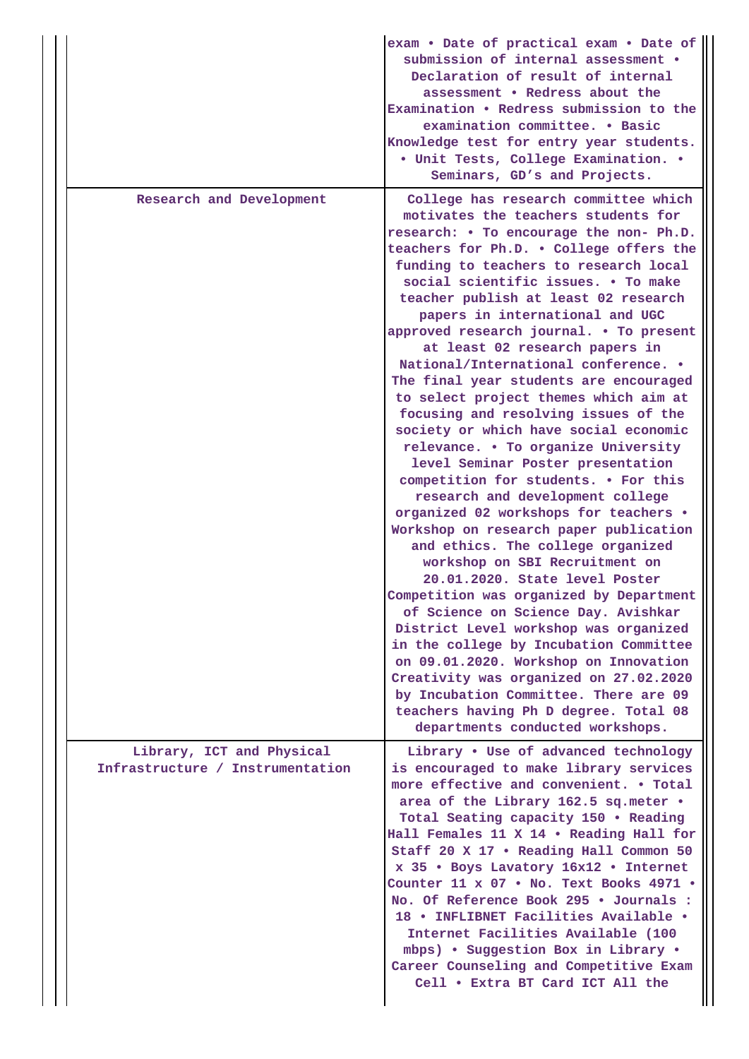| | |
|---|---|
| | exam • Date of practical exam • Date of submission of internal assessment • Declaration of result of internal assessment • Redress about the Examination • Redress submission to the examination committee. • Basic Knowledge test for entry year students. • Unit Tests, College Examination. • Seminars, GD's and Projects. |
| Research and Development | College has research committee which motivates the teachers students for research: • To encourage the non- Ph.D. teachers for Ph.D. • College offers the funding to teachers to research local social scientific issues. • To make teacher publish at least 02 research papers in international and UGC approved research journal. • To present at least 02 research papers in National/International conference. • The final year students are encouraged to select project themes which aim at focusing and resolving issues of the society or which have social economic relevance. • To organize University level Seminar Poster presentation competition for students. • For this research and development college organized 02 workshops for teachers • Workshop on research paper publication and ethics. The college organized workshop on SBI Recruitment on 20.01.2020. State level Poster Competition was organized by Department of Science on Science Day. Avishkar District Level workshop was organized in the college by Incubation Committee on 09.01.2020. Workshop on Innovation Creativity was organized on 27.02.2020 by Incubation Committee. There are 09 teachers having Ph D degree. Total 08 departments conducted workshops. |
| Library, ICT and Physical Infrastructure / Instrumentation | Library • Use of advanced technology is encouraged to make library services more effective and convenient. • Total area of the Library 162.5 sq.meter • Total Seating capacity 150 • Reading Hall Females 11 X 14 • Reading Hall for Staff 20 X 17 • Reading Hall Common 50 x 35 • Boys Lavatory 16x12 • Internet Counter 11 x 07 • No. Text Books 4971 • No. Of Reference Book 295 • Journals : 18 • INFLIBNET Facilities Available • Internet Facilities Available (100 mbps) • Suggestion Box in Library • Career Counseling and Competitive Exam Cell • Extra BT Card ICT All the |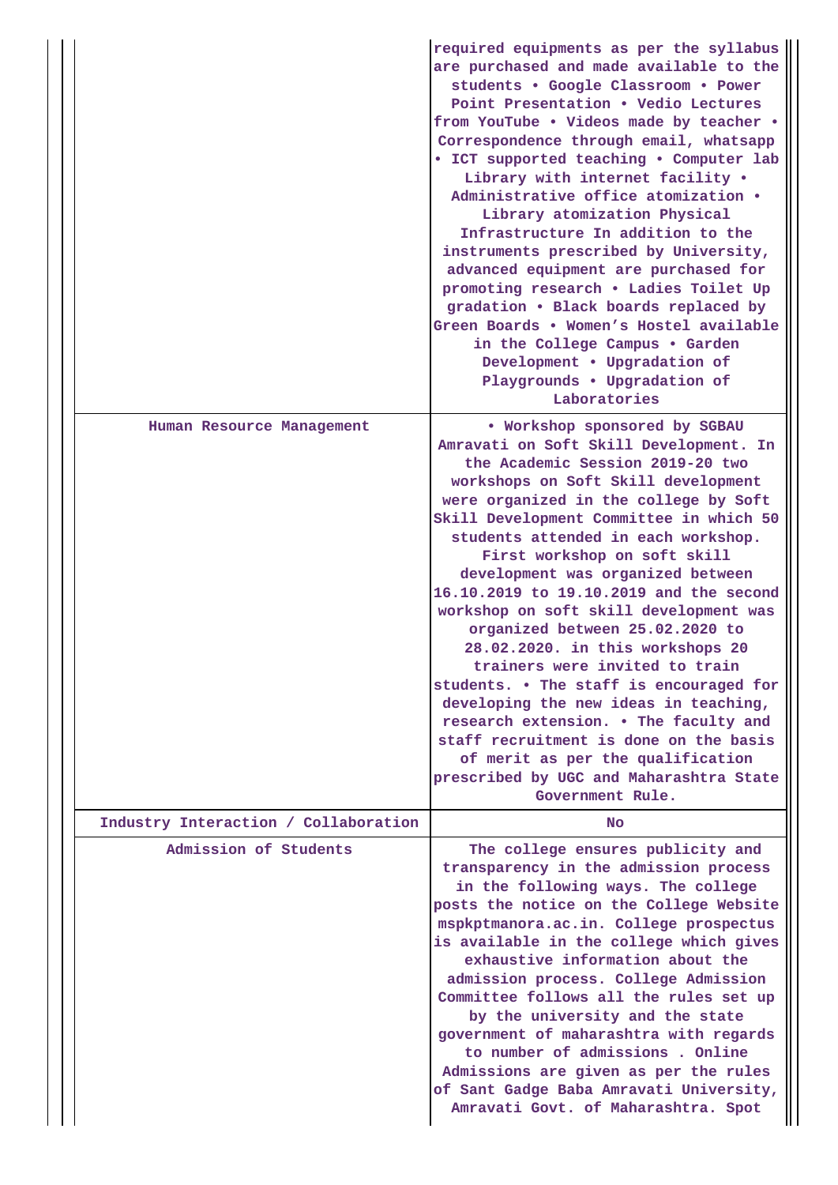| | |
|---|---|
| | required equipments as per the syllabus are purchased and made available to the students • Google Classroom • Power Point Presentation • Vedio Lectures from YouTube • Videos made by teacher • Correspondence through email, whatsapp • ICT supported teaching • Computer lab Library with internet facility • Administrative office atomization • Library atomization Physical Infrastructure In addition to the instruments prescribed by University, advanced equipment are purchased for promoting research • Ladies Toilet Up gradation • Black boards replaced by Green Boards • Women's Hostel available in the College Campus • Garden Development • Upgradation of Playgrounds • Upgradation of Laboratories |
| Human Resource Management | • Workshop sponsored by SGBAU Amravati on Soft Skill Development. In the Academic Session 2019-20 two workshops on Soft Skill development were organized in the college by Soft Skill Development Committee in which 50 students attended in each workshop. First workshop on soft skill development was organized between 16.10.2019 to 19.10.2019 and the second workshop on soft skill development was organized between 25.02.2020 to 28.02.2020. in this workshops 20 trainers were invited to train students. • The staff is encouraged for developing the new ideas in teaching, research extension. • The faculty and staff recruitment is done on the basis of merit as per the qualification prescribed by UGC and Maharashtra State Government Rule. |
| Industry Interaction / Collaboration | No |
| Admission of Students | The college ensures publicity and transparency in the admission process in the following ways. The college posts the notice on the College Website mspkptmanora.ac.in. College prospectus is available in the college which gives exhaustive information about the admission process. College Admission Committee follows all the rules set up by the university and the state government of maharashtra with regards to number of admissions . Online Admissions are given as per the rules of Sant Gadge Baba Amravati University, Amravati Govt. of Maharashtra. Spot |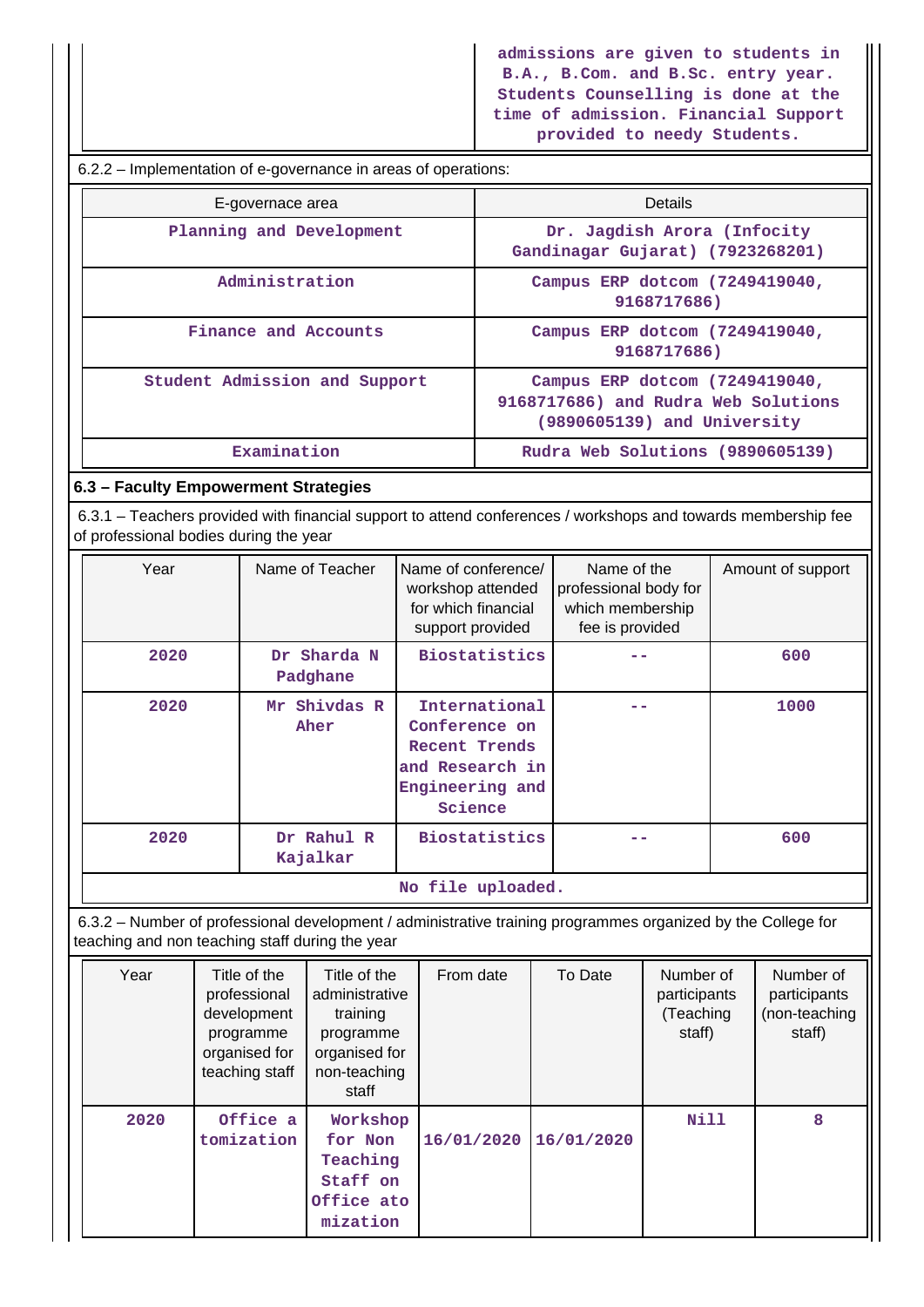| | admissions are given to students in B.A., B.Com. and B.Sc. entry year. Students Counselling is done at the time of admission. Financial Support provided to needy Students. |
|---|---|

6.2.2 – Implementation of e-governance in areas of operations:

| E-governace area | Details |
|---|---|
| Planning and Development | Dr. Jagdish Arora (Infocity Gandinagar Gujarat) (7923268201) |
| Administration | Campus ERP dotcom (7249419040, 9168717686) |
| Finance and Accounts | Campus ERP dotcom (7249419040, 9168717686) |
| Student Admission and Support | Campus ERP dotcom (7249419040, 9168717686) and Rudra Web Solutions (9890605139) and University |
| Examination | Rudra Web Solutions (9890605139) |

### 6.3 – Faculty Empowerment Strategies

6.3.1 – Teachers provided with financial support to attend conferences / workshops and towards membership fee of professional bodies during the year

| Year | Name of Teacher | Name of conference/ workshop attended for which financial support provided | Name of the professional body for which membership fee is provided | Amount of support |
|---|---|---|---|---|
| 2020 | Dr Sharda N Padghane | Biostatistics | -- | 600 |
| 2020 | Mr Shivdas R Aher | International Conference on Recent Trends and Research in Engineering and Science | -- | 1000 |
| 2020 | Dr Rahul R Kajalkar | Biostatistics | -- | 600 |
| No file uploaded. | | | | |

6.3.2 – Number of professional development / administrative training programmes organized by the College for teaching and non teaching staff during the year

| Year | Title of the professional development programme organised for teaching staff | Title of the administrative training programme organised for non-teaching staff | From date | To Date | Number of participants (Teaching staff) | Number of participants (non-teaching staff) |
|---|---|---|---|---|---|---|
| 2020 | Office a tomization | Workshop for Non Teaching Staff on Office ato mization | 16/01/2020 | 16/01/2020 | Nill | 8 |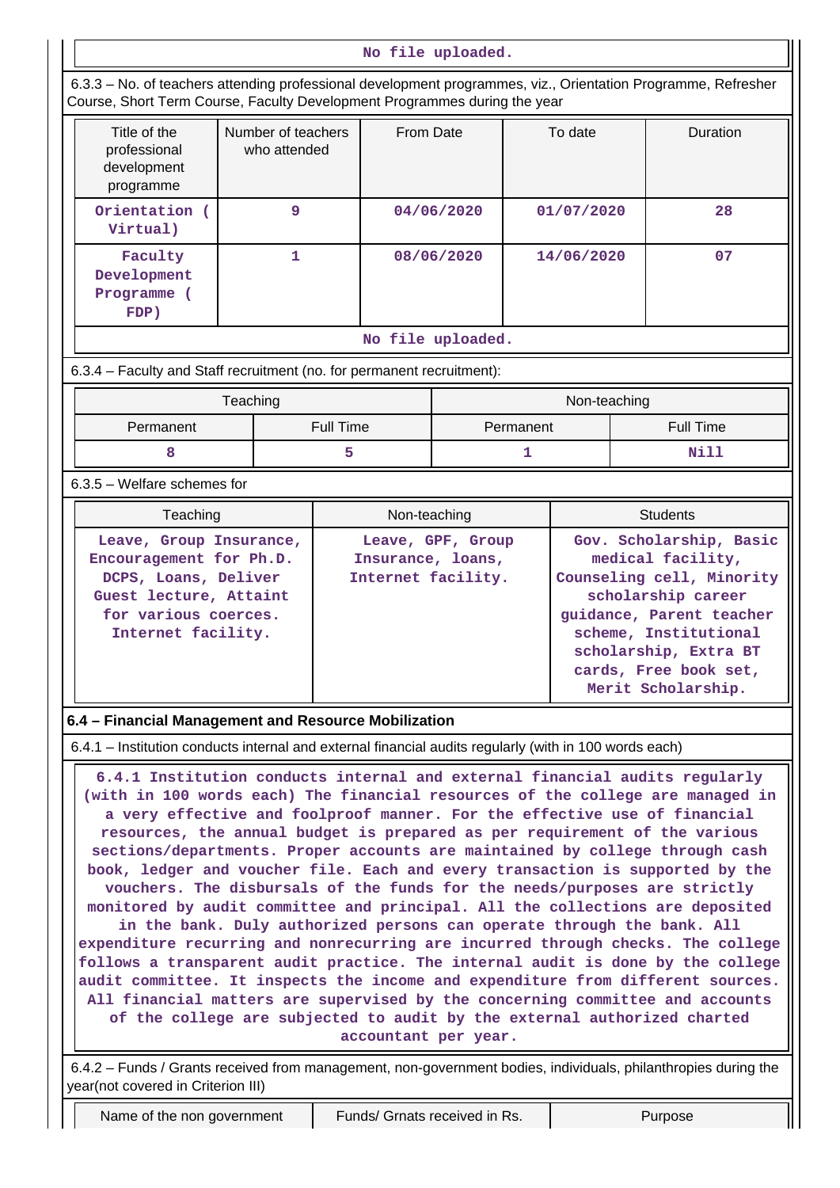No file uploaded.

6.3.3 – No. of teachers attending professional development programmes, viz., Orientation Programme, Refresher Course, Short Term Course, Faculty Development Programmes during the year

| Title of the professional development programme | Number of teachers who attended | From Date | To date | Duration |
|---|---|---|---|---|
| Orientation ( Virtual) | 9 | 04/06/2020 | 01/07/2020 | 28 |
| Faculty Development Programme ( FDP) | 1 | 08/06/2020 | 14/06/2020 | 07 |

No file uploaded.

6.3.4 – Faculty and Staff recruitment (no. for permanent recruitment):

| Teaching | | Non-teaching | |
|---|---|---|---|
| Permanent | Full Time | Permanent | Full Time |
| 8 | 5 | 1 | Nill |

6.3.5 – Welfare schemes for

| Teaching | Non-teaching | Students |
|---|---|---|
| Leave, Group Insurance, Encouragement for Ph.D. DCPS, Loans, Deliver Guest lecture, Attaint for various coerces. Internet facility. | Leave, GPF, Group Insurance, loans, Internet facility. | Gov. Scholarship, Basic medical facility, Counseling cell, Minority scholarship career guidance, Parent teacher scheme, Institutional scholarship, Extra BT cards, Free book set, Merit Scholarship. |

**6.4 – Financial Management and Resource Mobilization**

6.4.1 – Institution conducts internal and external financial audits regularly (with in 100 words each)

6.4.1 Institution conducts internal and external financial audits regularly (with in 100 words each) The financial resources of the college are managed in a very effective and foolproof manner. For the effective use of financial resources, the annual budget is prepared as per requirement of the various sections/departments. Proper accounts are maintained by college through cash book, ledger and voucher file. Each and every transaction is supported by the vouchers. The disbursals of the funds for the needs/purposes are strictly monitored by audit committee and principal. All the collections are deposited in the bank. Duly authorized persons can operate through the bank. All expenditure recurring and nonrecurring are incurred through checks. The college follows a transparent audit practice. The internal audit is done by the college audit committee. It inspects the income and expenditure from different sources. All financial matters are supervised by the concerning committee and accounts of the college are subjected to audit by the external authorized charted accountant per year.

6.4.2 – Funds / Grants received from management, non-government bodies, individuals, philanthropies during the year(not covered in Criterion III)

| Name of the non government | Funds/ Grnats received in Rs. | Purpose |
|---|---|---|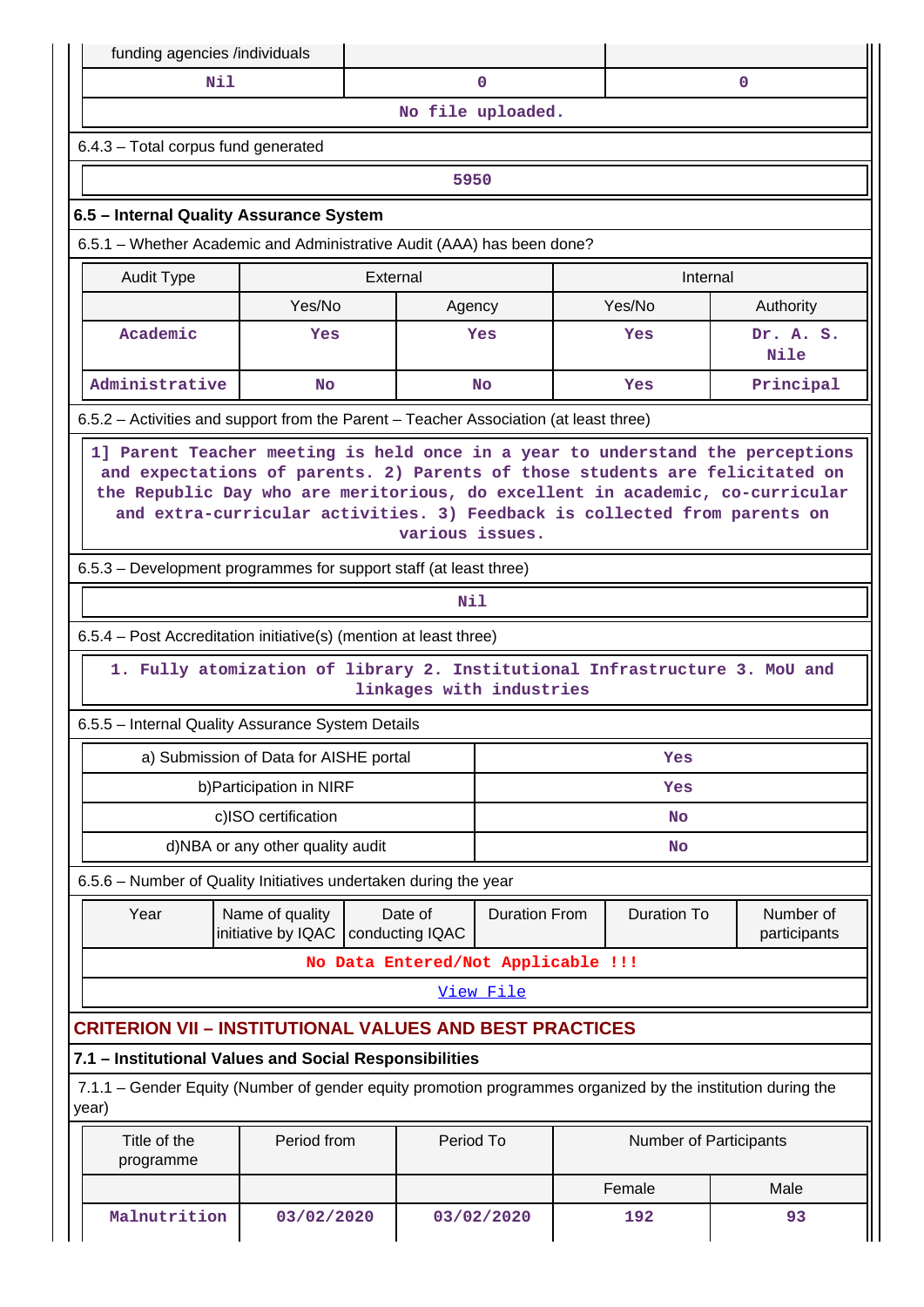| funding agencies /individuals | | |
|---|---|---|
| Nil | 0 | 0 |
| No file uploaded. | | |

6.4.3 – Total corpus fund generated

| 5950 |
|---|

### 6.5 – Internal Quality Assurance System

6.5.1 – Whether Academic and Administrative Audit (AAA) has been done?

| Audit Type | External | | Internal | |
|---|---|---|---|---|
| | Yes/No | Agency | Yes/No | Authority |
| Academic | Yes | Yes | Yes | Dr. A. S. Nile |
| Administrative | No | No | Yes | Principal |

6.5.2 – Activities and support from the Parent – Teacher Association (at least three)

1] Parent Teacher meeting is held once in a year to understand the perceptions and expectations of parents. 2) Parents of those students are felicitated on the Republic Day who are meritorious, do excellent in academic, co-curricular and extra-curricular activities. 3) Feedback is collected from parents on various issues.

6.5.3 – Development programmes for support staff (at least three)

Nil

6.5.4 – Post Accreditation initiative(s) (mention at least three)

1. Fully atomization of library 2. Institutional Infrastructure 3. MoU and linkages with industries

6.5.5 – Internal Quality Assurance System Details

| | |
|---|---|
| a) Submission of Data for AISHE portal | Yes |
| b)Participation in NIRF | Yes |
| c)ISO certification | No |
| d)NBA or any other quality audit | No |

6.5.6 – Number of Quality Initiatives undertaken during the year

| Year | Name of quality initiative by IQAC | Date of conducting IQAC | Duration From | Duration To | Number of participants |
|---|---|---|---|---|---|
| No Data Entered/Not Applicable !!! | | | | | |
| View File | | | | | |

## CRITERION VII – INSTITUTIONAL VALUES AND BEST PRACTICES

### 7.1 – Institutional Values and Social Responsibilities

7.1.1 – Gender Equity (Number of gender equity promotion programmes organized by the institution during the year)

| Title of the programme | Period from | Period To | Number of Participants | |
|---|---|---|---|---|
| | | | Female | Male |
| Malnutrition | 03/02/2020 | 03/02/2020 | 192 | 93 |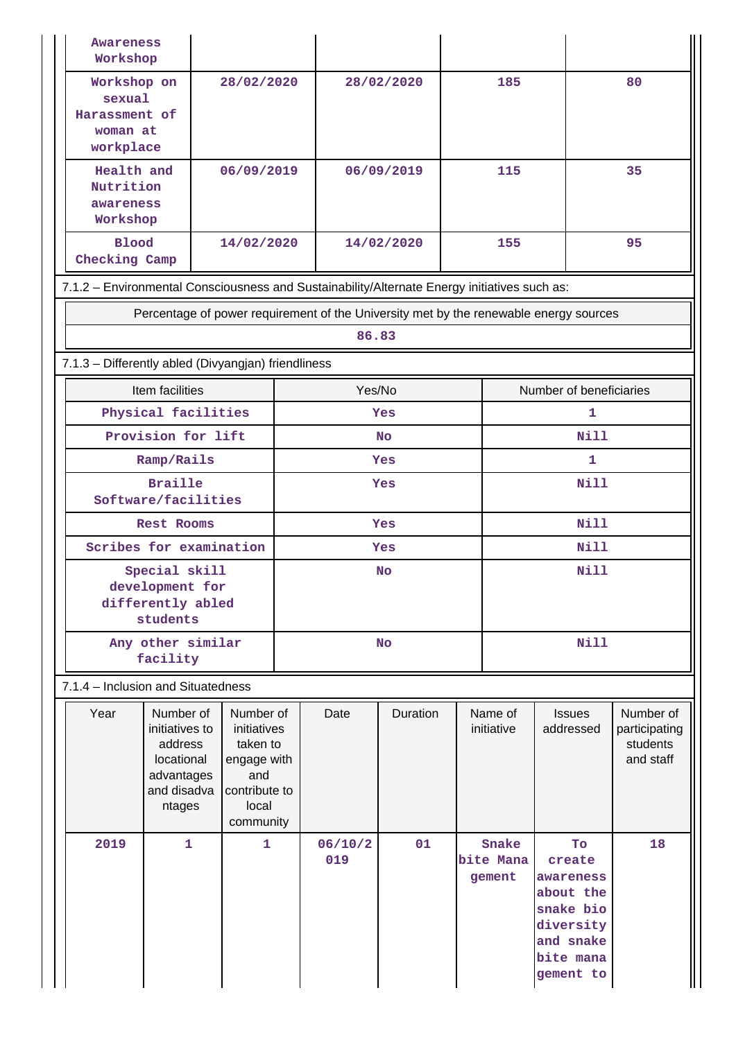| | | | | |
|---|---|---|---|---|
| Awareness Workshop | | | | |
| Workshop on sexual Harassment of woman at workplace | 28/02/2020 | 28/02/2020 | 185 | 80 |
| Health and Nutrition awareness Workshop | 06/09/2019 | 06/09/2019 | 115 | 35 |
| Blood Checking Camp | 14/02/2020 | 14/02/2020 | 155 | 95 |

7.1.2 – Environmental Consciousness and Sustainability/Alternate Energy initiatives such as:

| Percentage of power requirement of the University met by the renewable energy sources |
|---|
| 86.83 |

7.1.3 – Differently abled (Divyangjan) friendliness

| Item facilities | Yes/No | Number of beneficiaries |
|---|---|---|
| Physical facilities | Yes | 1 |
| Provision for lift | No | Nill |
| Ramp/Rails | Yes | 1 |
| Braille Software/facilities | Yes | Nill |
| Rest Rooms | Yes | Nill |
| Scribes for examination | Yes | Nill |
| Special skill development for differently abled students | No | Nill |
| Any other similar facility | No | Nill |

7.1.4 – Inclusion and Situatedness

| Year | Number of initiatives to address locational advantages and disadvantages | Number of initiatives taken to engage with and contribute to local community | Date | Duration | Name of initiative | Issues addressed | Number of participating students and staff |
|---|---|---|---|---|---|---|---|
| 2019 | 1 | 1 | 06/10/2019 | 01 | Snake bite Management | To create awareness about the snake bio diversity and snake bite management to | 18 |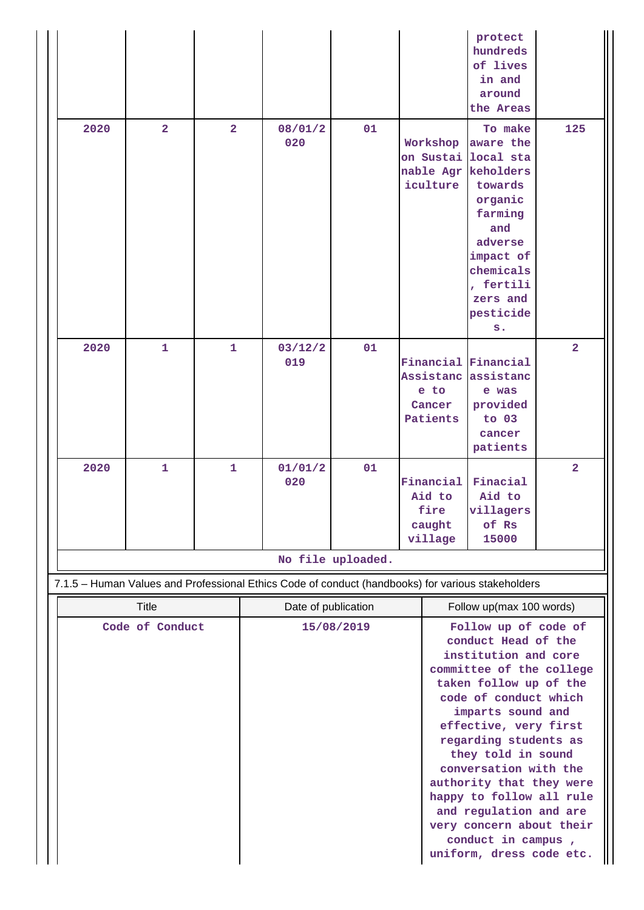|  |  |  |  |  |  | protect hundreds of lives in and around the Areas |  |
|---|---|---|---|---|---|---|---|
| 2020 | 2 | 2 | 08/01/2020 | 01 | Workshop on Sustainable Agriculture | To make aware the local stakeholders towards organic farming and adverse impact of chemicals, fertilizers and pesticides. | 125 |
| 2020 | 1 | 1 | 03/12/2019 | 01 | Financial Assistance to Cancer Patients | Financial assistance was provided to 03 cancer patients | 2 |
| 2020 | 1 | 1 | 01/01/2020 | 01 | Financial Aid to fire caught village | Finacial Aid to villagers of Rs 15000 | 2 |

No file uploaded.

7.1.5 – Human Values and Professional Ethics Code of conduct (handbooks) for various stakeholders

| Title | Date of publication | Follow up(max 100 words) |
|---|---|---|
| Code of Conduct | 15/08/2019 | Follow up of code of conduct Head of the institution and core committee of the college taken follow up of the code of conduct which imparts sound and effective, very first regarding students as they told in sound conversation with the authority that they were happy to follow all rule and regulation and are very concern about their conduct in campus , uniform, dress code etc. |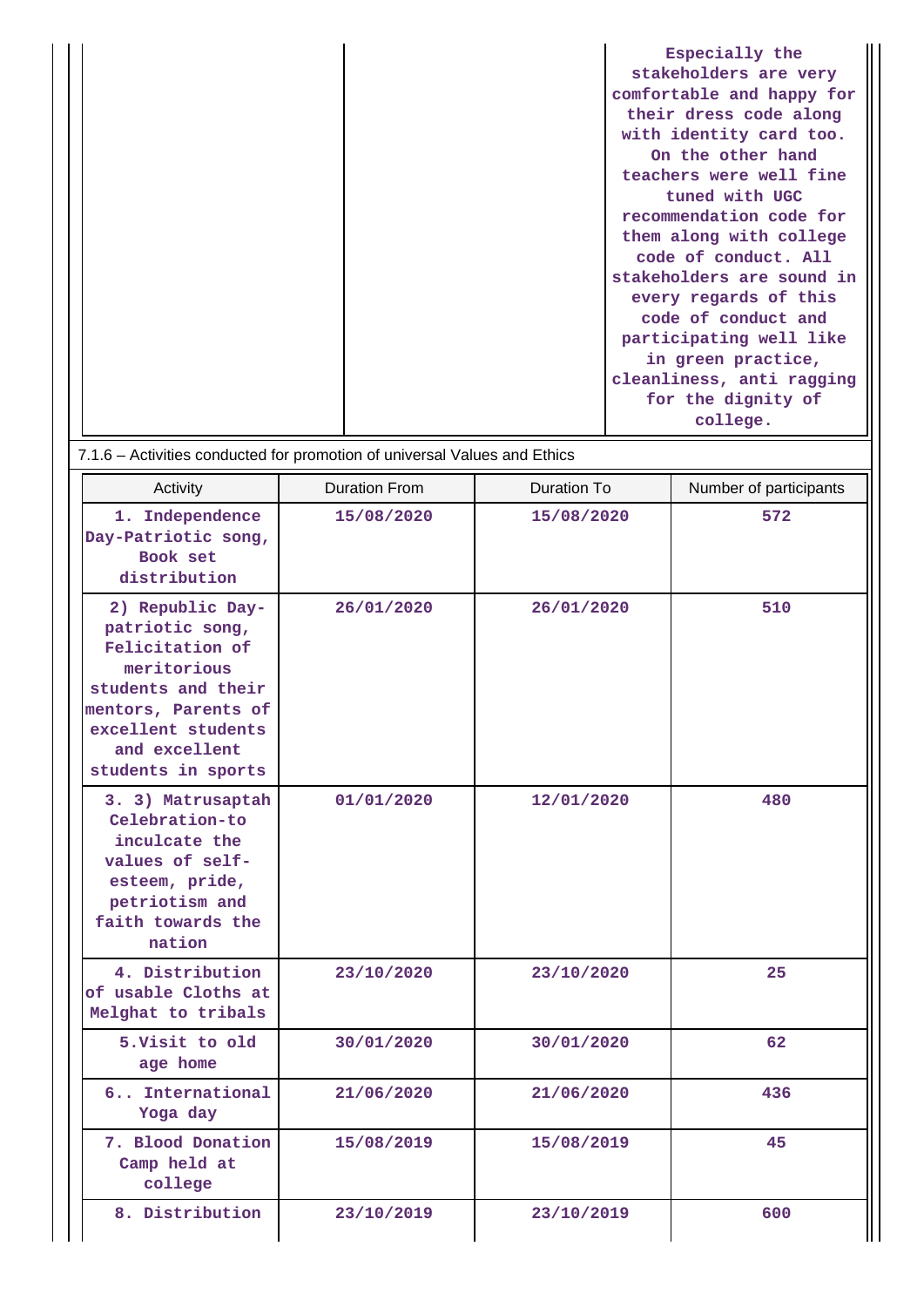| | | Especially the stakeholders are very comfortable and happy for their dress code along with identity card too. On the other hand teachers were well fine tuned with UGC recommendation code for them along with college code of conduct. All stakeholders are sound in every regards of this code of conduct and participating well like in green practice, cleanliness, anti ragging for the dignity of college. |
|---|---|---|

7.1.6 – Activities conducted for promotion of universal Values and Ethics

| Activity | Duration From | Duration To | Number of participants |
|---|---|---|---|
| 1. Independence Day-Patriotic song, Book set distribution | 15/08/2020 | 15/08/2020 | 572 |
| 2) Republic Day-patriotic song, Felicitation of meritorious students and their mentors, Parents of excellent students and excellent students in sports | 26/01/2020 | 26/01/2020 | 510 |
| 3. 3) Matrusaptah Celebration-to inculcate the values of self-esteem, pride, petriotism and faith towards the nation | 01/01/2020 | 12/01/2020 | 480 |
| 4. Distribution of usable Cloths at Melghat to tribals | 23/10/2020 | 23/10/2020 | 25 |
| 5.Visit to old age home | 30/01/2020 | 30/01/2020 | 62 |
| 6.. International Yoga day | 21/06/2020 | 21/06/2020 | 436 |
| 7. Blood Donation Camp held at college | 15/08/2019 | 15/08/2019 | 45 |
| 8. Distribution | 23/10/2019 | 23/10/2019 | 600 |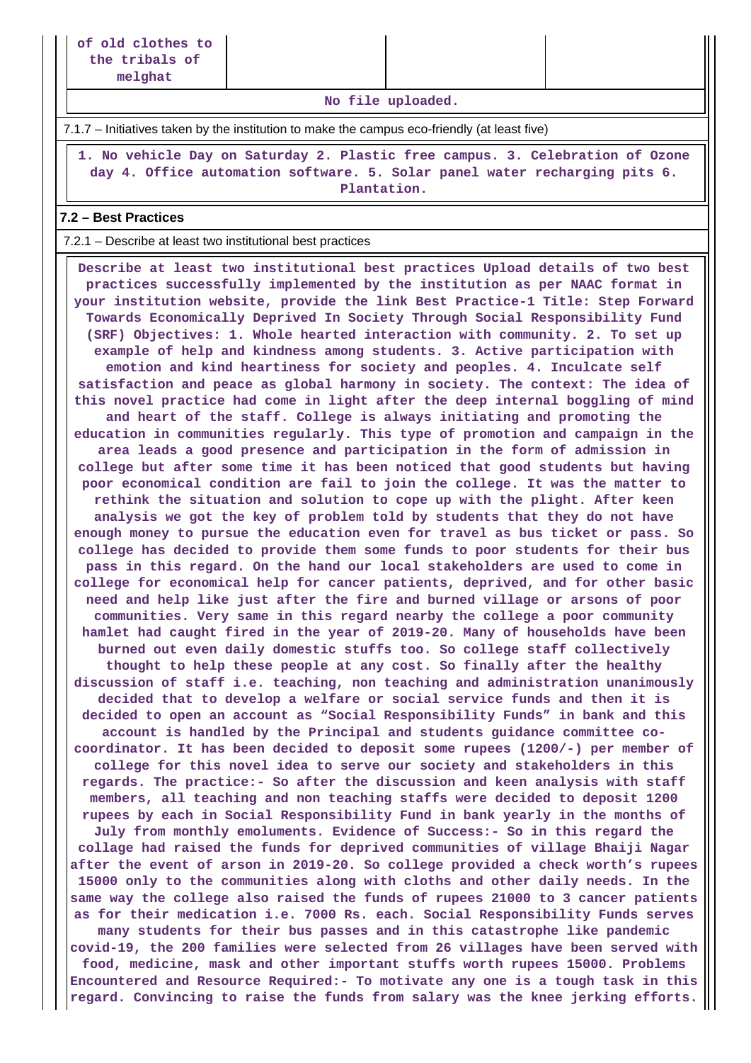| of old clothes to the tribals of melghat | | | |
|---|---|---|---|

No file uploaded.

7.1.7 – Initiatives taken by the institution to make the campus eco-friendly (at least five)

1. No vehicle Day on Saturday 2. Plastic free campus. 3. Celebration of Ozone day 4. Office automation software. 5. Solar panel water recharging pits 6. Plantation.

## 7.2 – Best Practices

7.2.1 – Describe at least two institutional best practices

Describe at least two institutional best practices Upload details of two best practices successfully implemented by the institution as per NAAC format in your institution website, provide the link Best Practice-1 Title: Step Forward Towards Economically Deprived In Society Through Social Responsibility Fund (SRF) Objectives: 1. Whole hearted interaction with community. 2. To set up example of help and kindness among students. 3. Active participation with emotion and kind heartiness for society and peoples. 4. Inculcate self satisfaction and peace as global harmony in society. The context: The idea of this novel practice had come in light after the deep internal boggling of mind and heart of the staff. College is always initiating and promoting the education in communities regularly. This type of promotion and campaign in the area leads a good presence and participation in the form of admission in college but after some time it has been noticed that good students but having poor economical condition are fail to join the college. It was the matter to rethink the situation and solution to cope up with the plight. After keen analysis we got the key of problem told by students that they do not have enough money to pursue the education even for travel as bus ticket or pass. So college has decided to provide them some funds to poor students for their bus pass in this regard. On the hand our local stakeholders are used to come in college for economical help for cancer patients, deprived, and for other basic need and help like just after the fire and burned village or arsons of poor communities. Very same in this regard nearby the college a poor community hamlet had caught fired in the year of 2019-20. Many of households have been burned out even daily domestic stuffs too. So college staff collectively thought to help these people at any cost. So finally after the healthy discussion of staff i.e. teaching, non teaching and administration unanimously decided that to develop a welfare or social service funds and then it is decided to open an account as “Social Responsibility Funds” in bank and this account is handled by the Principal and students guidance committee co-coordinator. It has been decided to deposit some rupees (1200/-) per member of college for this novel idea to serve our society and stakeholders in this regards. The practice:- So after the discussion and keen analysis with staff members, all teaching and non teaching staffs were decided to deposit 1200 rupees by each in Social Responsibility Fund in bank yearly in the months of July from monthly emoluments. Evidence of Success:- So in this regard the collage had raised the funds for deprived communities of village Bhaiji Nagar after the event of arson in 2019-20. So college provided a check worth’s rupees 15000 only to the communities along with cloths and other daily needs. In the same way the college also raised the funds of rupees 21000 to 3 cancer patients as for their medication i.e. 7000 Rs. each. Social Responsibility Funds serves many students for their bus passes and in this catastrophe like pandemic covid-19, the 200 families were selected from 26 villages have been served with food, medicine, mask and other important stuffs worth rupees 15000. Problems Encountered and Resource Required:- To motivate any one is a tough task in this regard. Convincing to raise the funds from salary was the knee jerking efforts.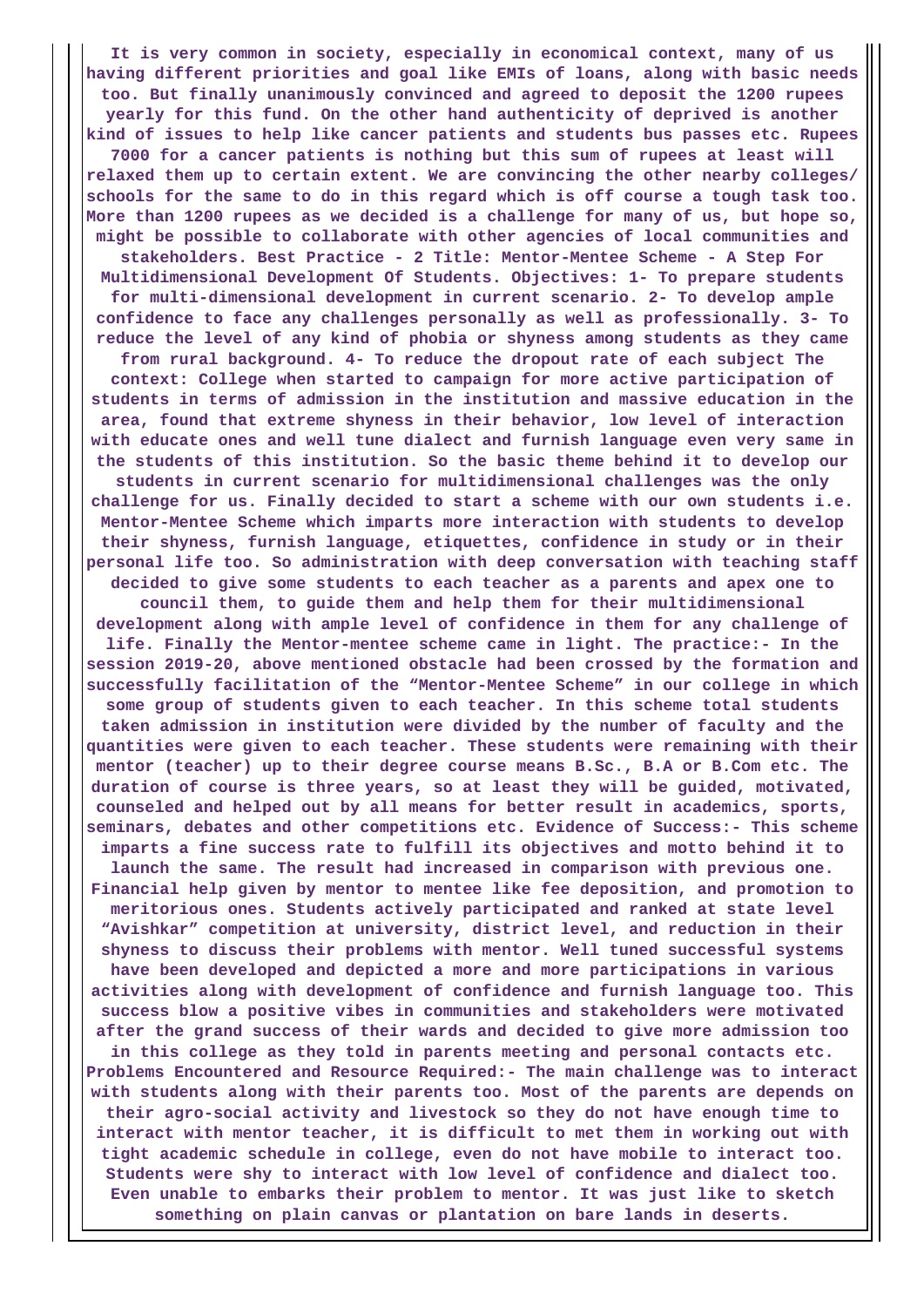**It is very common in society, especially in economical context, many of us having different priorities and goal like EMIs of loans, along with basic needs too. But finally unanimously convinced and agreed to deposit the 1200 rupees yearly for this fund. On the other hand authenticity of deprived is another kind of issues to help like cancer patients and students bus passes etc. Rupees 7000 for a cancer patients is nothing but this sum of rupees at least will relaxed them up to certain extent. We are convincing the other nearby colleges/ schools for the same to do in this regard which is off course a tough task too. More than 1200 rupees as we decided is a challenge for many of us, but hope so, might be possible to collaborate with other agencies of local communities and stakeholders. Best Practice - 2 Title: Mentor-Mentee Scheme - A Step For Multidimensional Development Of Students. Objectives: 1- To prepare students for multi-dimensional development in current scenario. 2- To develop ample confidence to face any challenges personally as well as professionally. 3- To reduce the level of any kind of phobia or shyness among students as they came from rural background. 4- To reduce the dropout rate of each subject The context: College when started to campaign for more active participation of students in terms of admission in the institution and massive education in the area, found that extreme shyness in their behavior, low level of interaction with educate ones and well tune dialect and furnish language even very same in the students of this institution. So the basic theme behind it to develop our students in current scenario for multidimensional challenges was the only challenge for us. Finally decided to start a scheme with our own students i.e. Mentor-Mentee Scheme which imparts more interaction with students to develop their shyness, furnish language, etiquettes, confidence in study or in their personal life too. So administration with deep conversation with teaching staff decided to give some students to each teacher as a parents and apex one to council them, to guide them and help them for their multidimensional development along with ample level of confidence in them for any challenge of life. Finally the Mentor-mentee scheme came in light. The practice:- In the session 2019-20, above mentioned obstacle had been crossed by the formation and successfully facilitation of the "Mentor-Mentee Scheme" in our college in which some group of students given to each teacher. In this scheme total students taken admission in institution were divided by the number of faculty and the quantities were given to each teacher. These students were remaining with their mentor (teacher) up to their degree course means B.Sc., B.A or B.Com etc. The duration of course is three years, so at least they will be guided, motivated, counseled and helped out by all means for better result in academics, sports, seminars, debates and other competitions etc. Evidence of Success:- This scheme imparts a fine success rate to fulfill its objectives and motto behind it to launch the same. The result had increased in comparison with previous one. Financial help given by mentor to mentee like fee deposition, and promotion to meritorious ones. Students actively participated and ranked at state level "Avishkar" competition at university, district level, and reduction in their shyness to discuss their problems with mentor. Well tuned successful systems have been developed and depicted a more and more participations in various activities along with development of confidence and furnish language too. This success blow a positive vibes in communities and stakeholders were motivated after the grand success of their wards and decided to give more admission too in this college as they told in parents meeting and personal contacts etc. Problems Encountered and Resource Required:- The main challenge was to interact with students along with their parents too. Most of the parents are depends on their agro-social activity and livestock so they do not have enough time to interact with mentor teacher, it is difficult to met them in working out with tight academic schedule in college, even do not have mobile to interact too. Students were shy to interact with low level of confidence and dialect too. Even unable to embarks their problem to mentor. It was just like to sketch something on plain canvas or plantation on bare lands in deserts.**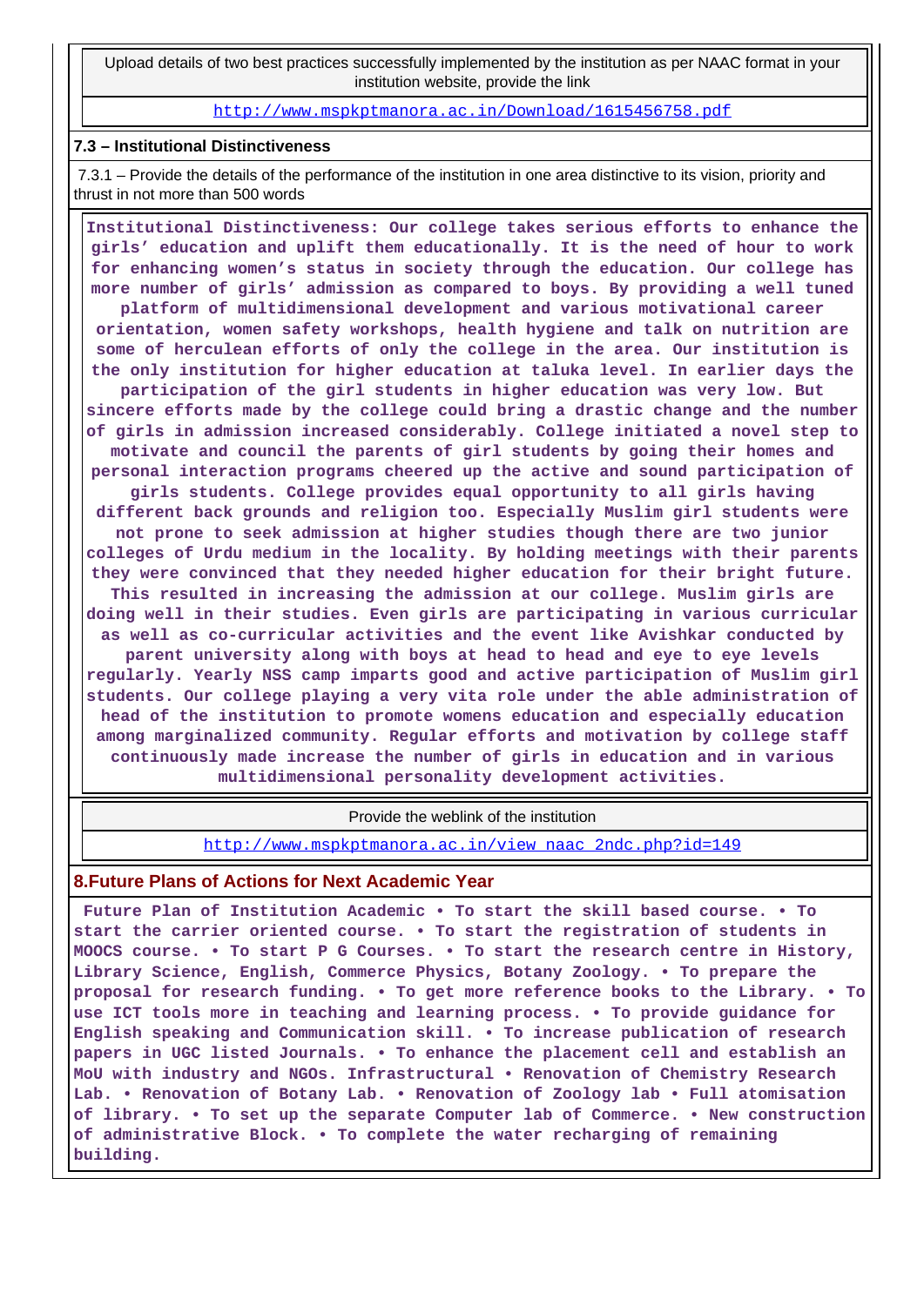Upload details of two best practices successfully implemented by the institution as per NAAC format in your institution website, provide the link

http://www.mspkptmanora.ac.in/Download/1615456758.pdf

### 7.3 – Institutional Distinctiveness

7.3.1 – Provide the details of the performance of the institution in one area distinctive to its vision, priority and thrust in not more than 500 words

Institutional Distinctiveness: Our college takes serious efforts to enhance the girls' education and uplift them educationally. It is the need of hour to work for enhancing women's status in society through the education. Our college has more number of girls' admission as compared to boys. By providing a well tuned platform of multidimensional development and various motivational career orientation, women safety workshops, health hygiene and talk on nutrition are some of herculean efforts of only the college in the area. Our institution is the only institution for higher education at taluka level. In earlier days the participation of the girl students in higher education was very low. But sincere efforts made by the college could bring a drastic change and the number of girls in admission increased considerably. College initiated a novel step to motivate and council the parents of girl students by going their homes and personal interaction programs cheered up the active and sound participation of girls students. College provides equal opportunity to all girls having different back grounds and religion too. Especially Muslim girl students were not prone to seek admission at higher studies though there are two junior colleges of Urdu medium in the locality. By holding meetings with their parents they were convinced that they needed higher education for their bright future. This resulted in increasing the admission at our college. Muslim girls are doing well in their studies. Even girls are participating in various curricular as well as co-curricular activities and the event like Avishkar conducted by parent university along with boys at head to head and eye to eye levels regularly. Yearly NSS camp imparts good and active participation of Muslim girl students. Our college playing a very vita role under the able administration of head of the institution to promote womens education and especially education among marginalized community. Regular efforts and motivation by college staff continuously made increase the number of girls in education and in various multidimensional personality development activities.

Provide the weblink of the institution

http://www.mspkptmanora.ac.in/view_naac_2ndc.php?id=149

## 8.Future Plans of Actions for Next Academic Year

Future Plan of Institution Academic • To start the skill based course. • To start the carrier oriented course. • To start the registration of students in MOOCS course. • To start P G Courses. • To start the research centre in History, Library Science, English, Commerce Physics, Botany Zoology. • To prepare the proposal for research funding. • To get more reference books to the Library. • To use ICT tools more in teaching and learning process. • To provide guidance for English speaking and Communication skill. • To increase publication of research papers in UGC listed Journals. • To enhance the placement cell and establish an MoU with industry and NGOs. Infrastructural • Renovation of Chemistry Research Lab. • Renovation of Botany Lab. • Renovation of Zoology lab • Full atomisation of library. • To set up the separate Computer lab of Commerce. • New construction of administrative Block. • To complete the water recharging of remaining building.